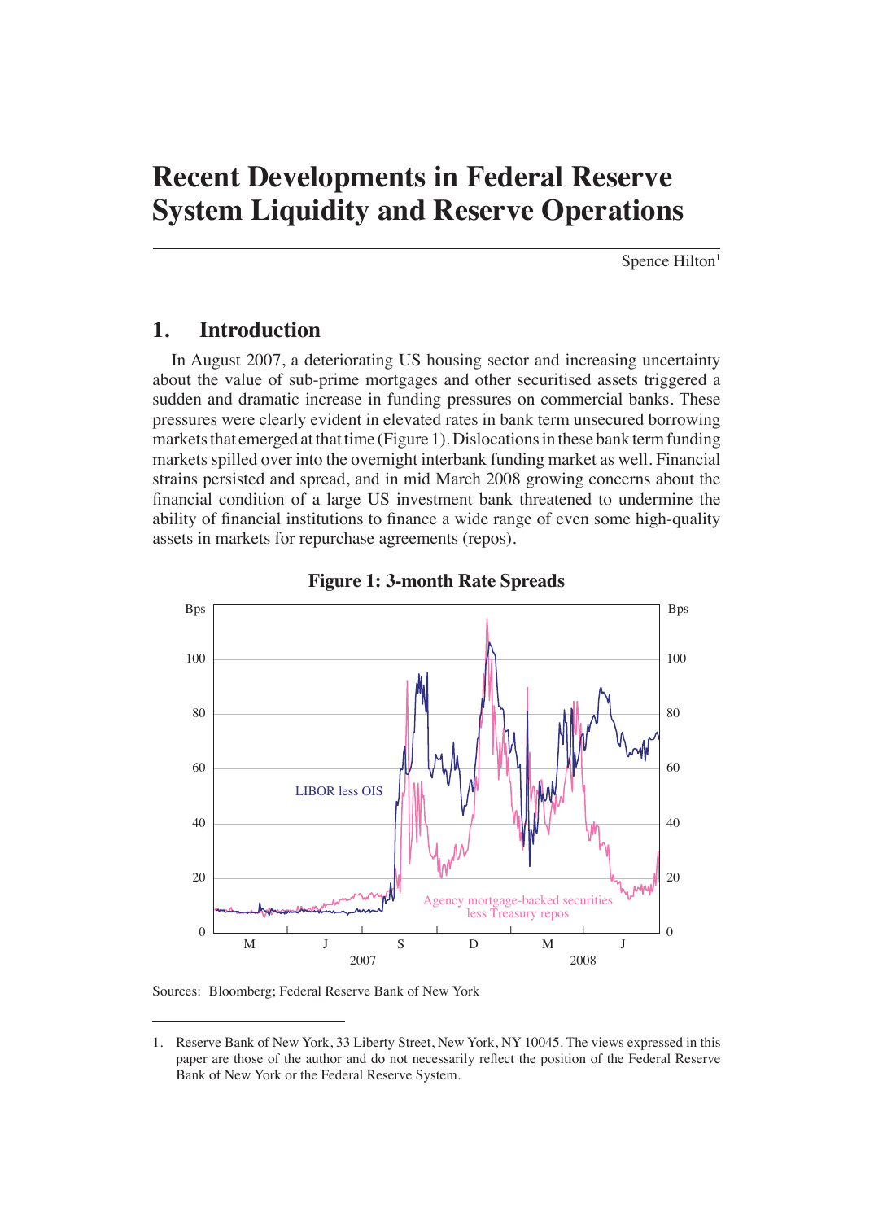# Recent Developments in Federal Reserve System Liquidity and Reserve Operations

Spence Hilton[1]

## 1. Introduction

In August 2007, a deteriorating US housing sector and increasing uncertainty about the value of sub-prime mortgages and other securitised assets triggered a sudden and dramatic increase in funding pressures on commercial banks. These pressures were clearly evident in elevated rates in bank term unsecured borrowing markets that emerged at that time (Figure 1). Dislocations in these bank term funding markets spilled over into the overnight interbank funding market as well. Financial strains persisted and spread, and in mid March 2008 growing concerns about the financial condition of a large US investment bank threatened to undermine the ability of financial institutions to finance a wide range of even some high-quality assets in markets for repurchase agreements (repos).

**Figure 1: 3-month Rate Spreads**

Sources: Bloomberg; Federal Reserve Bank of New York

1. Reserve Bank of New York, 33 Liberty Street, New York, NY 10045. The views expressed in this paper are those of the author and do not necessarily reflect the position of the Federal Reserve Bank of New York or the Federal Reserve System.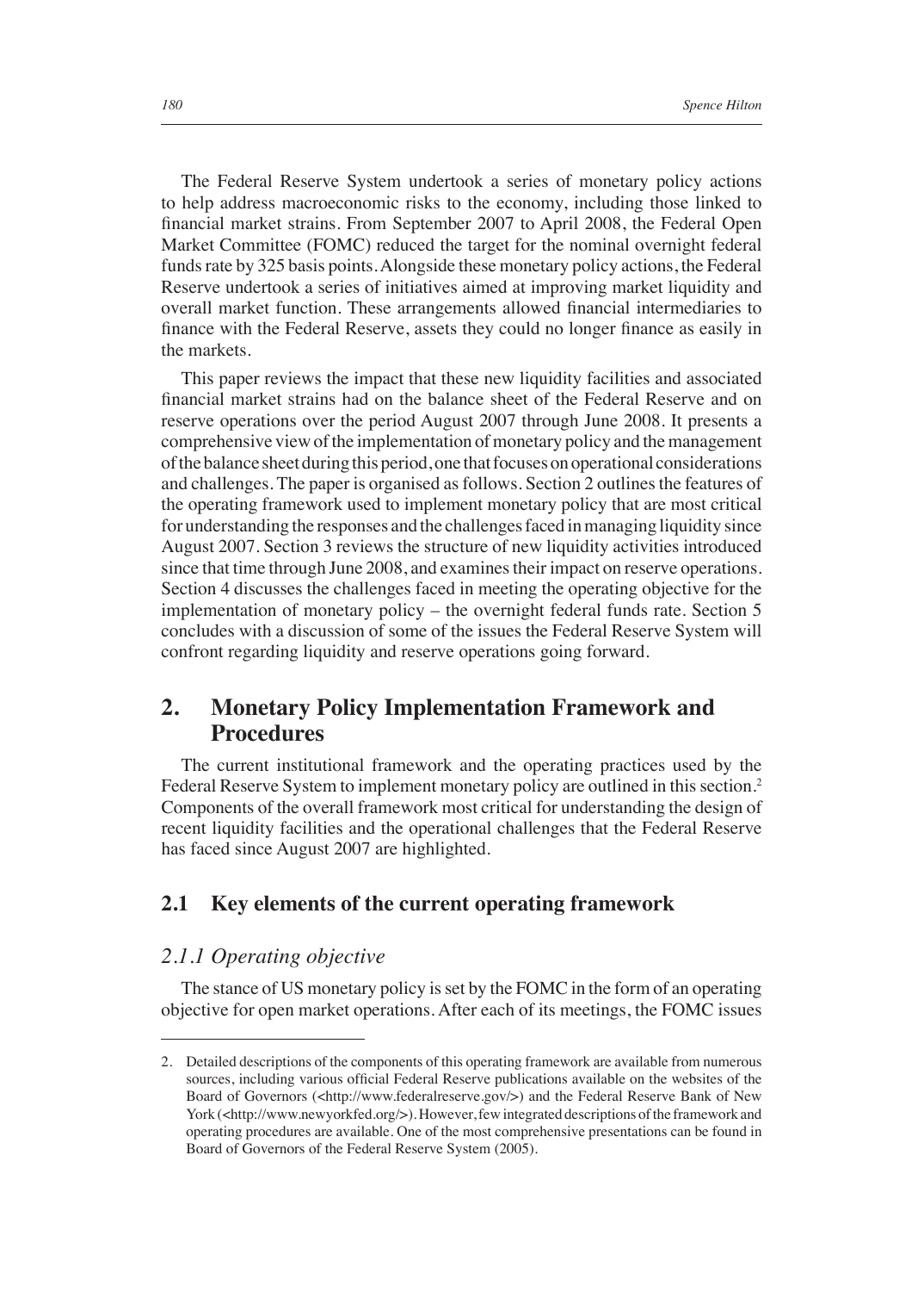The Federal Reserve System undertook a series of monetary policy actions to help address macroeconomic risks to the economy, including those linked to financial market strains. From September 2007 to April 2008, the Federal Open Market Committee (FOMC) reduced the target for the nominal overnight federal funds rate by 325 basis points. Alongside these monetary policy actions, the Federal Reserve undertook a series of initiatives aimed at improving market liquidity and overall market function. These arrangements allowed financial intermediaries to finance with the Federal Reserve, assets they could no longer finance as easily in the markets.

This paper reviews the impact that these new liquidity facilities and associated financial market strains had on the balance sheet of the Federal Reserve and on reserve operations over the period August 2007 through June 2008. It presents a comprehensive view of the implementation of monetary policy and the management of the balance sheet during this period, one that focuses on operational considerations and challenges. The paper is organised as follows. Section 2 outlines the features of the operating framework used to implement monetary policy that are most critical for understanding the responses and the challenges faced in managing liquidity since August 2007. Section 3 reviews the structure of new liquidity activities introduced since that time through June 2008, and examines their impact on reserve operations. Section 4 discusses the challenges faced in meeting the operating objective for the implementation of monetary policy – the overnight federal funds rate. Section 5 concludes with a discussion of some of the issues the Federal Reserve System will confront regarding liquidity and reserve operations going forward.

## 2. Monetary Policy Implementation Framework and Procedures

The current institutional framework and the operating practices used by the Federal Reserve System to implement monetary policy are outlined in this section.[2] Components of the overall framework most critical for understanding the design of recent liquidity facilities and the operational challenges that the Federal Reserve has faced since August 2007 are highlighted.

### 2.1 Key elements of the current operating framework

#### *2.1.1 Operating objective*

The stance of US monetary policy is set by the FOMC in the form of an operating objective for open market operations. After each of its meetings, the FOMC issues

2. Detailed descriptions of the components of this operating framework are available from numerous sources, including various official Federal Reserve publications available on the websites of the Board of Governors (<http://www.federalreserve.gov/>) and the Federal Reserve Bank of New York (<http://www.newyorkfed.org/>). However, few integrated descriptions of the framework and operating procedures are available. One of the most comprehensive presentations can be found in Board of Governors of the Federal Reserve System (2005).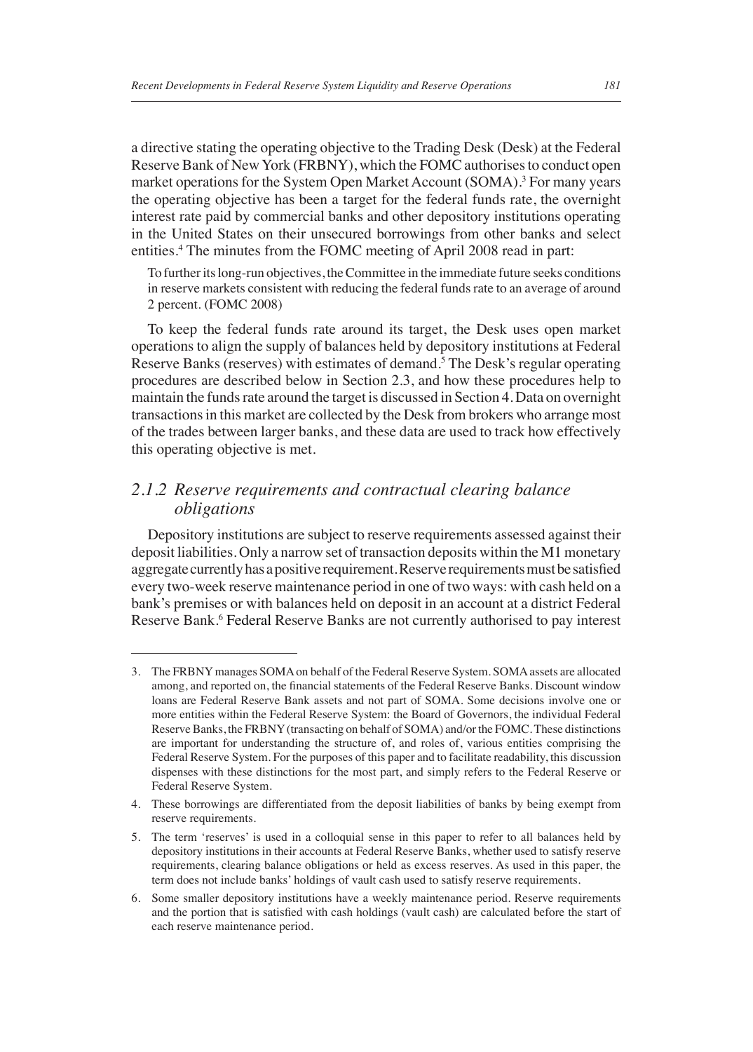a directive stating the operating objective to the Trading Desk (Desk) at the Federal Reserve Bank of New York (FRBNY), which the FOMC authorises to conduct open market operations for the System Open Market Account (SOMA).[3] For many years the operating objective has been a target for the federal funds rate, the overnight interest rate paid by commercial banks and other depository institutions operating in the United States on their unsecured borrowings from other banks and select entities.[4] The minutes from the FOMC meeting of April 2008 read in part:

> To further its long-run objectives, the Committee in the immediate future seeks conditions in reserve markets consistent with reducing the federal funds rate to an average of around 2 percent. (FOMC 2008)

To keep the federal funds rate around its target, the Desk uses open market operations to align the supply of balances held by depository institutions at Federal Reserve Banks (reserves) with estimates of demand.[5] The Desk's regular operating procedures are described below in Section 2.3, and how these procedures help to maintain the funds rate around the target is discussed in Section 4. Data on overnight transactions in this market are collected by the Desk from brokers who arrange most of the trades between larger banks, and these data are used to track how effectively this operating objective is met.

### *2.1.2 Reserve requirements and contractual clearing balance obligations*

Depository institutions are subject to reserve requirements assessed against their deposit liabilities. Only a narrow set of transaction deposits within the M1 monetary aggregate currently has a positive requirement. Reserve requirements must be satisfied every two-week reserve maintenance period in one of two ways: with cash held on a bank's premises or with balances held on deposit in an account at a district Federal Reserve Bank.[6] Federal Reserve Banks are not currently authorised to pay interest

---

3. The FRBNY manages SOMA on behalf of the Federal Reserve System. SOMA assets are allocated among, and reported on, the financial statements of the Federal Reserve Banks. Discount window loans are Federal Reserve Bank assets and not part of SOMA. Some decisions involve one or more entities within the Federal Reserve System: the Board of Governors, the individual Federal Reserve Banks, the FRBNY (transacting on behalf of SOMA) and/or the FOMC. These distinctions are important for understanding the structure of, and roles of, various entities comprising the Federal Reserve System. For the purposes of this paper and to facilitate readability, this discussion dispenses with these distinctions for the most part, and simply refers to the Federal Reserve or Federal Reserve System.

4. These borrowings are differentiated from the deposit liabilities of banks by being exempt from reserve requirements.

5. The term 'reserves' is used in a colloquial sense in this paper to refer to all balances held by depository institutions in their accounts at Federal Reserve Banks, whether used to satisfy reserve requirements, clearing balance obligations or held as excess reserves. As used in this paper, the term does not include banks' holdings of vault cash used to satisfy reserve requirements.

6. Some smaller depository institutions have a weekly maintenance period. Reserve requirements and the portion that is satisfied with cash holdings (vault cash) are calculated before the start of each reserve maintenance period.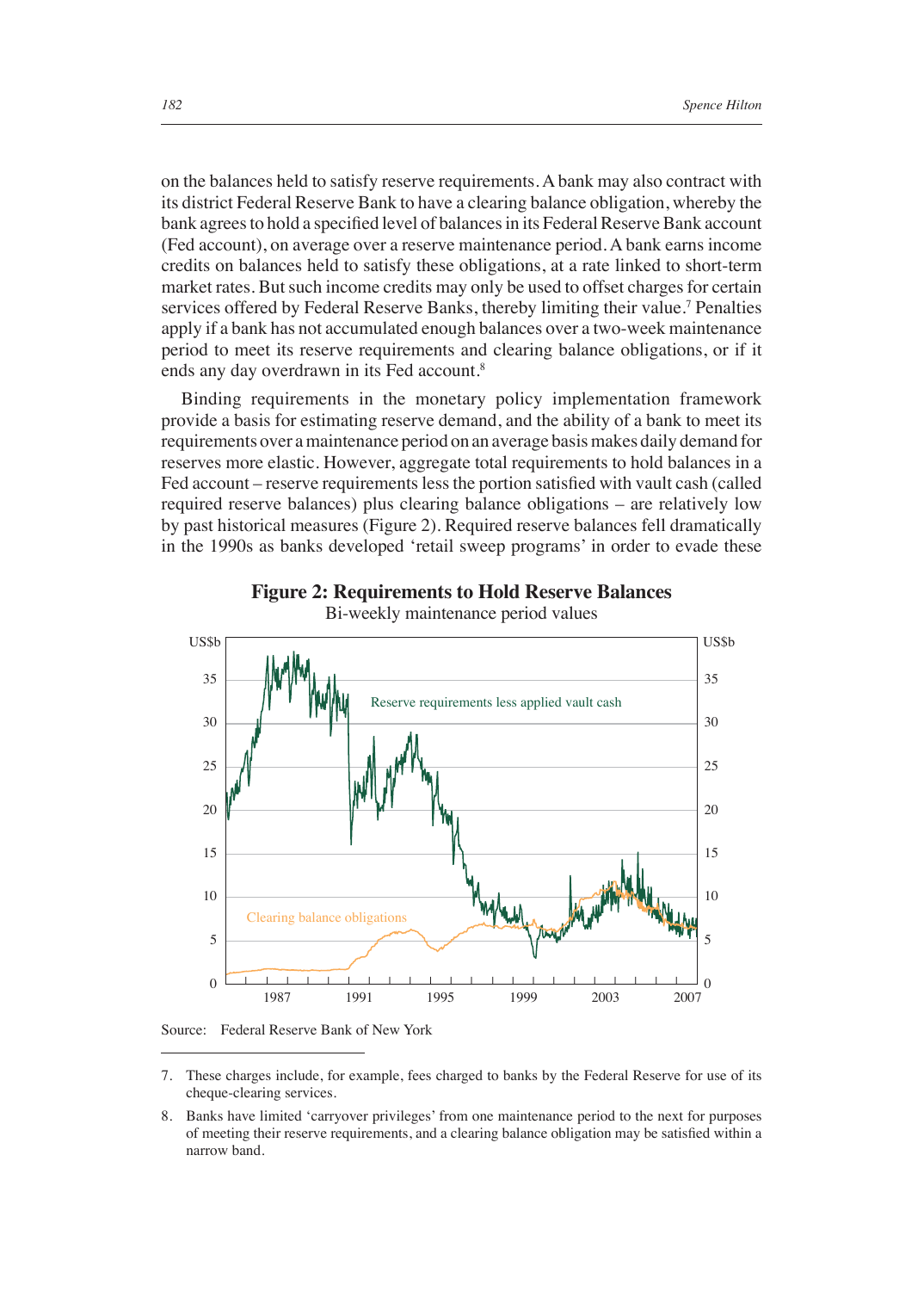on the balances held to satisfy reserve requirements. A bank may also contract with its district Federal Reserve Bank to have a clearing balance obligation, whereby the bank agrees to hold a specified level of balances in its Federal Reserve Bank account (Fed account), on average over a reserve maintenance period. A bank earns income credits on balances held to satisfy these obligations, at a rate linked to short-term market rates. But such income credits may only be used to offset charges for certain services offered by Federal Reserve Banks, thereby limiting their value.[7] Penalties apply if a bank has not accumulated enough balances over a two-week maintenance period to meet its reserve requirements and clearing balance obligations, or if it ends any day overdrawn in its Fed account.[8]

Binding requirements in the monetary policy implementation framework provide a basis for estimating reserve demand, and the ability of a bank to meet its requirements over a maintenance period on an average basis makes daily demand for reserves more elastic. However, aggregate total requirements to hold balances in a Fed account – reserve requirements less the portion satisfied with vault cash (called required reserve balances) plus clearing balance obligations – are relatively low by past historical measures (Figure 2). Required reserve balances fell dramatically in the 1990s as banks developed 'retail sweep programs' in order to evade these

**Figure 2: Requirements to Hold Reserve Balances**

Bi-weekly maintenance period values

Source: Federal Reserve Bank of New York

---

7. These charges include, for example, fees charged to banks by the Federal Reserve for use of its cheque-clearing services.

8. Banks have limited 'carryover privileges' from one maintenance period to the next for purposes of meeting their reserve requirements, and a clearing balance obligation may be satisfied within a narrow band.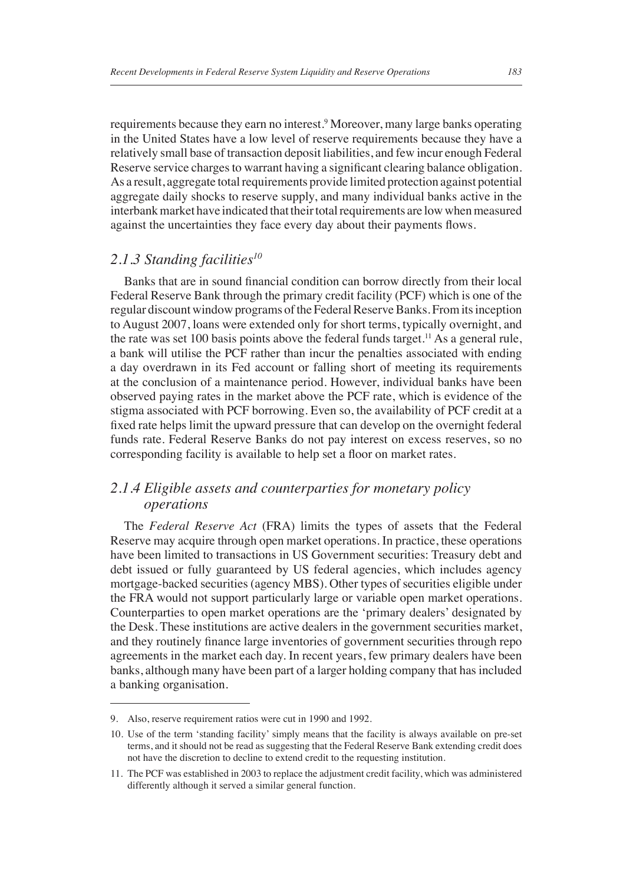requirements because they earn no interest.[9] Moreover, many large banks operating in the United States have a low level of reserve requirements because they have a relatively small base of transaction deposit liabilities, and few incur enough Federal Reserve service charges to warrant having a significant clearing balance obligation. As a result, aggregate total requirements provide limited protection against potential aggregate daily shocks to reserve supply, and many individual banks active in the interbank market have indicated that their total requirements are low when measured against the uncertainties they face every day about their payments flows.

### *2.1.3 Standing facilities*[10]

Banks that are in sound financial condition can borrow directly from their local Federal Reserve Bank through the primary credit facility (PCF) which is one of the regular discount window programs of the Federal Reserve Banks. From its inception to August 2007, loans were extended only for short terms, typically overnight, and the rate was set 100 basis points above the federal funds target.[11] As a general rule, a bank will utilise the PCF rather than incur the penalties associated with ending a day overdrawn in its Fed account or falling short of meeting its requirements at the conclusion of a maintenance period. However, individual banks have been observed paying rates in the market above the PCF rate, which is evidence of the stigma associated with PCF borrowing. Even so, the availability of PCF credit at a fixed rate helps limit the upward pressure that can develop on the overnight federal funds rate. Federal Reserve Banks do not pay interest on excess reserves, so no corresponding facility is available to help set a floor on market rates.

### *2.1.4 Eligible assets and counterparties for monetary policy operations*

The *Federal Reserve Act* (FRA) limits the types of assets that the Federal Reserve may acquire through open market operations. In practice, these operations have been limited to transactions in US Government securities: Treasury debt and debt issued or fully guaranteed by US federal agencies, which includes agency mortgage-backed securities (agency MBS). Other types of securities eligible under the FRA would not support particularly large or variable open market operations. Counterparties to open market operations are the 'primary dealers' designated by the Desk. These institutions are active dealers in the government securities market, and they routinely finance large inventories of government securities through repo agreements in the market each day. In recent years, few primary dealers have been banks, although many have been part of a larger holding company that has included a banking organisation.

---

9. Also, reserve requirement ratios were cut in 1990 and 1992.

10. Use of the term 'standing facility' simply means that the facility is always available on pre-set terms, and it should not be read as suggesting that the Federal Reserve Bank extending credit does not have the discretion to decline to extend credit to the requesting institution.

11. The PCF was established in 2003 to replace the adjustment credit facility, which was administered differently although it served a similar general function.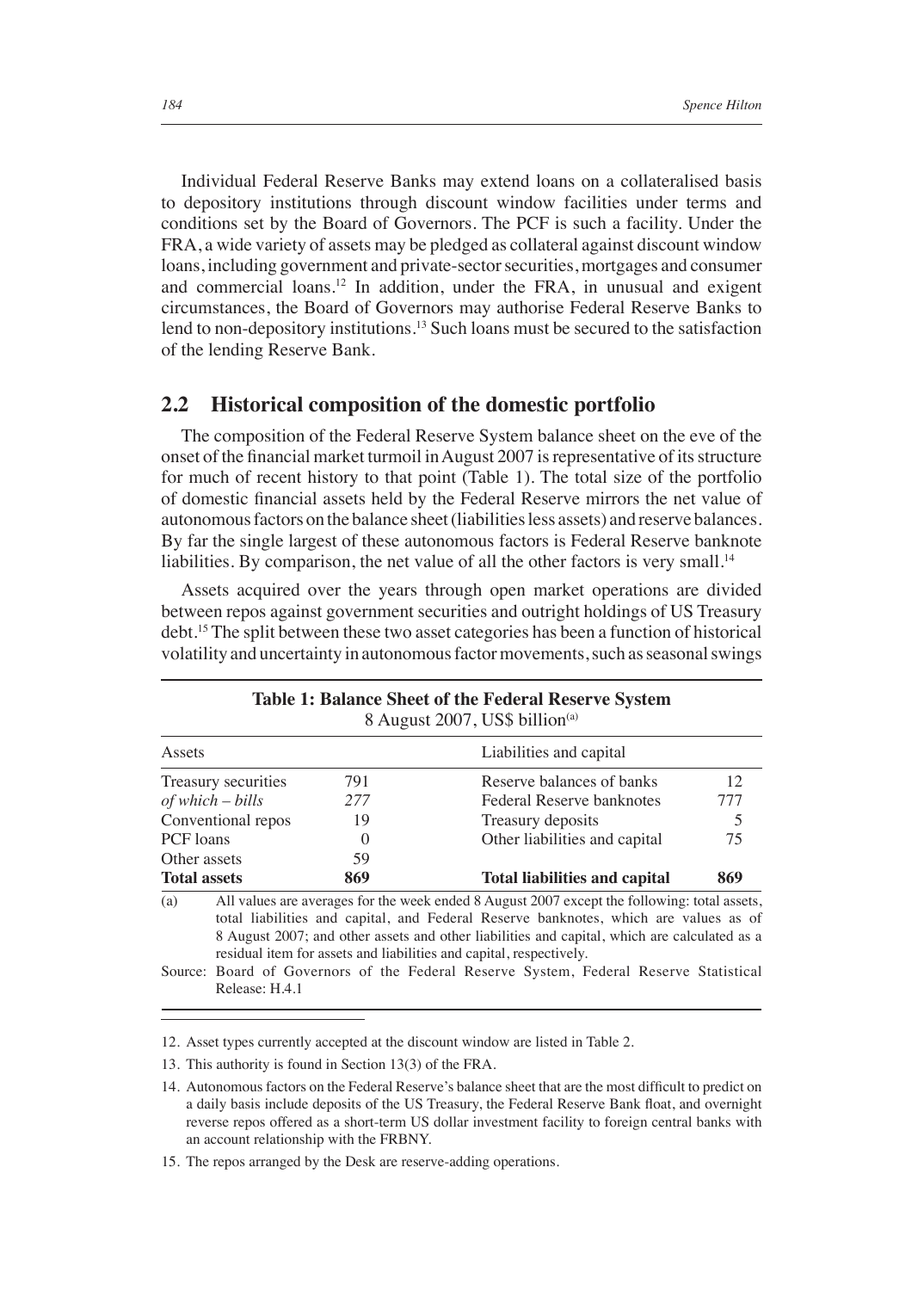Individual Federal Reserve Banks may extend loans on a collateralised basis to depository institutions through discount window facilities under terms and conditions set by the Board of Governors. The PCF is such a facility. Under the FRA, a wide variety of assets may be pledged as collateral against discount window loans, including government and private-sector securities, mortgages and consumer and commercial loans.[12] In addition, under the FRA, in unusual and exigent circumstances, the Board of Governors may authorise Federal Reserve Banks to lend to non-depository institutions.[13] Such loans must be secured to the satisfaction of the lending Reserve Bank.

## 2.2 Historical composition of the domestic portfolio

The composition of the Federal Reserve System balance sheet on the eve of the onset of the financial market turmoil in August 2007 is representative of its structure for much of recent history to that point (Table 1). The total size of the portfolio of domestic financial assets held by the Federal Reserve mirrors the net value of autonomous factors on the balance sheet (liabilities less assets) and reserve balances. By far the single largest of these autonomous factors is Federal Reserve banknote liabilities. By comparison, the net value of all the other factors is very small.[14]

Assets acquired over the years through open market operations are divided between repos against government securities and outright holdings of US Treasury debt.[15] The split between these two asset categories has been a function of historical volatility and uncertainty in autonomous factor movements, such as seasonal swings

**Table 1: Balance Sheet of the Federal Reserve System**
8 August 2007, US$ billion[(a)]

| Assets | | Liabilities and capital | |
|---|---|---|---|
| Treasury securities | 791 | Reserve balances of banks | 12 |
| *of which – bills* | *277* | Federal Reserve banknotes | 777 |
| Conventional repos | 19 | Treasury deposits | 5 |
| PCF loans | 0 | Other liabilities and capital | 75 |
| Other assets | 59 | | |
| **Total assets** | **869** | **Total liabilities and capital** | **869** |

(a) All values are averages for the week ended 8 August 2007 except the following: total assets, total liabilities and capital, and Federal Reserve banknotes, which are values as of 8 August 2007; and other assets and other liabilities and capital, which are calculated as a residual item for assets and liabilities and capital, respectively.

Source: Board of Governors of the Federal Reserve System, Federal Reserve Statistical Release: H.4.1

12. Asset types currently accepted at the discount window are listed in Table 2.

13. This authority is found in Section 13(3) of the FRA.

14. Autonomous factors on the Federal Reserve's balance sheet that are the most difficult to predict on a daily basis include deposits of the US Treasury, the Federal Reserve Bank float, and overnight reverse repos offered as a short-term US dollar investment facility to foreign central banks with an account relationship with the FRBNY.

15. The repos arranged by the Desk are reserve-adding operations.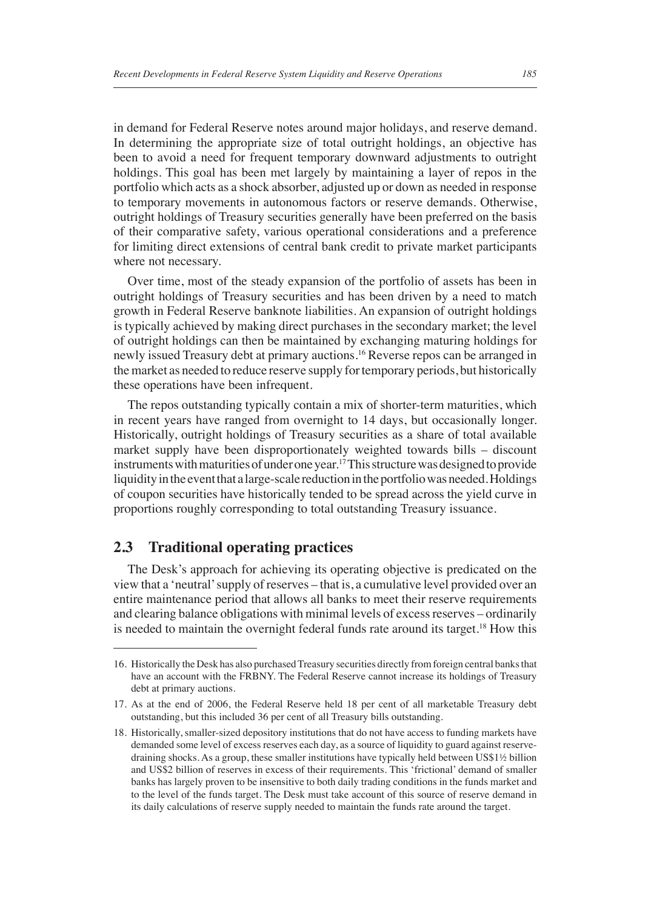in demand for Federal Reserve notes around major holidays, and reserve demand. In determining the appropriate size of total outright holdings, an objective has been to avoid a need for frequent temporary downward adjustments to outright holdings. This goal has been met largely by maintaining a layer of repos in the portfolio which acts as a shock absorber, adjusted up or down as needed in response to temporary movements in autonomous factors or reserve demands. Otherwise, outright holdings of Treasury securities generally have been preferred on the basis of their comparative safety, various operational considerations and a preference for limiting direct extensions of central bank credit to private market participants where not necessary.

Over time, most of the steady expansion of the portfolio of assets has been in outright holdings of Treasury securities and has been driven by a need to match growth in Federal Reserve banknote liabilities. An expansion of outright holdings is typically achieved by making direct purchases in the secondary market; the level of outright holdings can then be maintained by exchanging maturing holdings for newly issued Treasury debt at primary auctions.[16] Reverse repos can be arranged in the market as needed to reduce reserve supply for temporary periods, but historically these operations have been infrequent.

The repos outstanding typically contain a mix of shorter-term maturities, which in recent years have ranged from overnight to 14 days, but occasionally longer. Historically, outright holdings of Treasury securities as a share of total available market supply have been disproportionately weighted towards bills – discount instruments with maturities of under one year.[17] This structure was designed to provide liquidity in the event that a large-scale reduction in the portfolio was needed. Holdings of coupon securities have historically tended to be spread across the yield curve in proportions roughly corresponding to total outstanding Treasury issuance.

## 2.3 Traditional operating practices

The Desk's approach for achieving its operating objective is predicated on the view that a 'neutral' supply of reserves – that is, a cumulative level provided over an entire maintenance period that allows all banks to meet their reserve requirements and clearing balance obligations with minimal levels of excess reserves – ordinarily is needed to maintain the overnight federal funds rate around its target.[18] How this

---

16. Historically the Desk has also purchased Treasury securities directly from foreign central banks that have an account with the FRBNY. The Federal Reserve cannot increase its holdings of Treasury debt at primary auctions.

17. As at the end of 2006, the Federal Reserve held 18 per cent of all marketable Treasury debt outstanding, but this included 36 per cent of all Treasury bills outstanding.

18. Historically, smaller-sized depository institutions that do not have access to funding markets have demanded some level of excess reserves each day, as a source of liquidity to guard against reserve-draining shocks. As a group, these smaller institutions have typically held between US$1½ billion and US$2 billion of reserves in excess of their requirements. This 'frictional' demand of smaller banks has largely proven to be insensitive to both daily trading conditions in the funds market and to the level of the funds target. The Desk must take account of this source of reserve demand in its daily calculations of reserve supply needed to maintain the funds rate around the target.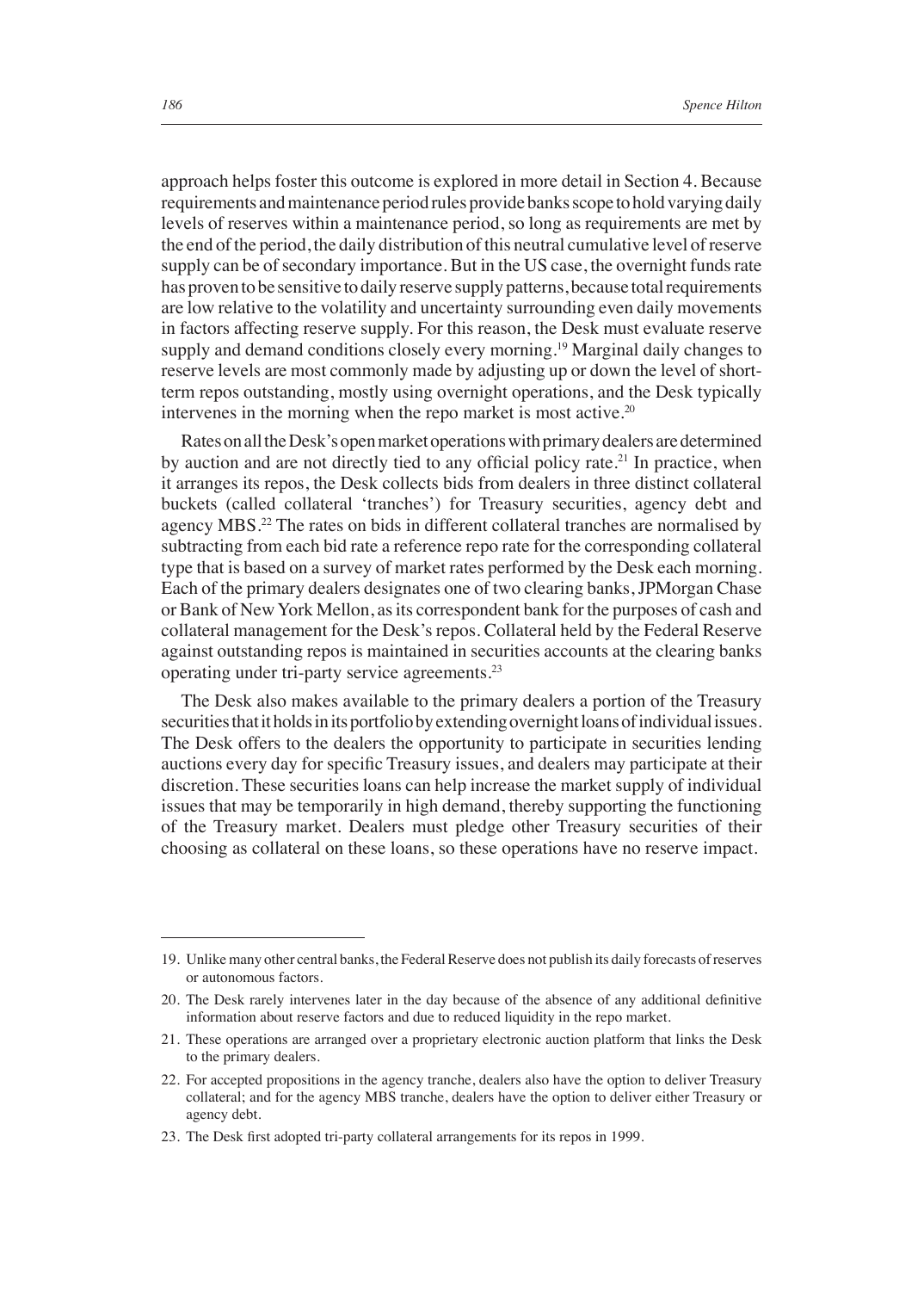approach helps foster this outcome is explored in more detail in Section 4. Because requirements and maintenance period rules provide banks scope to hold varying daily levels of reserves within a maintenance period, so long as requirements are met by the end of the period, the daily distribution of this neutral cumulative level of reserve supply can be of secondary importance. But in the US case, the overnight funds rate has proven to be sensitive to daily reserve supply patterns, because total requirements are low relative to the volatility and uncertainty surrounding even daily movements in factors affecting reserve supply. For this reason, the Desk must evaluate reserve supply and demand conditions closely every morning.[19] Marginal daily changes to reserve levels are most commonly made by adjusting up or down the level of short-term repos outstanding, mostly using overnight operations, and the Desk typically intervenes in the morning when the repo market is most active.[20]

Rates on all the Desk's open market operations with primary dealers are determined by auction and are not directly tied to any official policy rate.[21] In practice, when it arranges its repos, the Desk collects bids from dealers in three distinct collateral buckets (called collateral 'tranches') for Treasury securities, agency debt and agency MBS.[22] The rates on bids in different collateral tranches are normalised by subtracting from each bid rate a reference repo rate for the corresponding collateral type that is based on a survey of market rates performed by the Desk each morning. Each of the primary dealers designates one of two clearing banks, JPMorgan Chase or Bank of New York Mellon, as its correspondent bank for the purposes of cash and collateral management for the Desk's repos. Collateral held by the Federal Reserve against outstanding repos is maintained in securities accounts at the clearing banks operating under tri-party service agreements.[23]

The Desk also makes available to the primary dealers a portion of the Treasury securities that it holds in its portfolio by extending overnight loans of individual issues. The Desk offers to the dealers the opportunity to participate in securities lending auctions every day for specific Treasury issues, and dealers may participate at their discretion. These securities loans can help increase the market supply of individual issues that may be temporarily in high demand, thereby supporting the functioning of the Treasury market. Dealers must pledge other Treasury securities of their choosing as collateral on these loans, so these operations have no reserve impact.

---

19. Unlike many other central banks, the Federal Reserve does not publish its daily forecasts of reserves or autonomous factors.

20. The Desk rarely intervenes later in the day because of the absence of any additional definitive information about reserve factors and due to reduced liquidity in the repo market.

21. These operations are arranged over a proprietary electronic auction platform that links the Desk to the primary dealers.

22. For accepted propositions in the agency tranche, dealers also have the option to deliver Treasury collateral; and for the agency MBS tranche, dealers have the option to deliver either Treasury or agency debt.

23. The Desk first adopted tri-party collateral arrangements for its repos in 1999.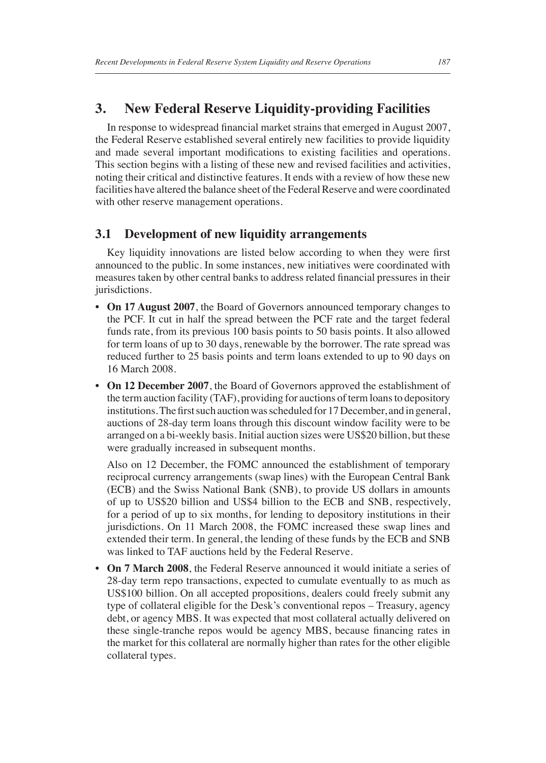## 3. New Federal Reserve Liquidity-providing Facilities

In response to widespread financial market strains that emerged in August 2007, the Federal Reserve established several entirely new facilities to provide liquidity and made several important modifications to existing facilities and operations. This section begins with a listing of these new and revised facilities and activities, noting their critical and distinctive features. It ends with a review of how these new facilities have altered the balance sheet of the Federal Reserve and were coordinated with other reserve management operations.

### 3.1 Development of new liquidity arrangements

Key liquidity innovations are listed below according to when they were first announced to the public. In some instances, new initiatives were coordinated with measures taken by other central banks to address related financial pressures in their jurisdictions.

- **On 17 August 2007**, the Board of Governors announced temporary changes to the PCF. It cut in half the spread between the PCF rate and the target federal funds rate, from its previous 100 basis points to 50 basis points. It also allowed for term loans of up to 30 days, renewable by the borrower. The rate spread was reduced further to 25 basis points and term loans extended to up to 90 days on 16 March 2008.
- **On 12 December 2007**, the Board of Governors approved the establishment of the term auction facility (TAF), providing for auctions of term loans to depository institutions. The first such auction was scheduled for 17 December, and in general, auctions of 28-day term loans through this discount window facility were to be arranged on a bi-weekly basis. Initial auction sizes were US$20 billion, but these were gradually increased in subsequent months.

  Also on 12 December, the FOMC announced the establishment of temporary reciprocal currency arrangements (swap lines) with the European Central Bank (ECB) and the Swiss National Bank (SNB), to provide US dollars in amounts of up to US$20 billion and US$4 billion to the ECB and SNB, respectively, for a period of up to six months, for lending to depository institutions in their jurisdictions. On 11 March 2008, the FOMC increased these swap lines and extended their term. In general, the lending of these funds by the ECB and SNB was linked to TAF auctions held by the Federal Reserve.
- **On 7 March 2008**, the Federal Reserve announced it would initiate a series of 28-day term repo transactions, expected to cumulate eventually to as much as US$100 billion. On all accepted propositions, dealers could freely submit any type of collateral eligible for the Desk's conventional repos – Treasury, agency debt, or agency MBS. It was expected that most collateral actually delivered on these single-tranche repos would be agency MBS, because financing rates in the market for this collateral are normally higher than rates for the other eligible collateral types.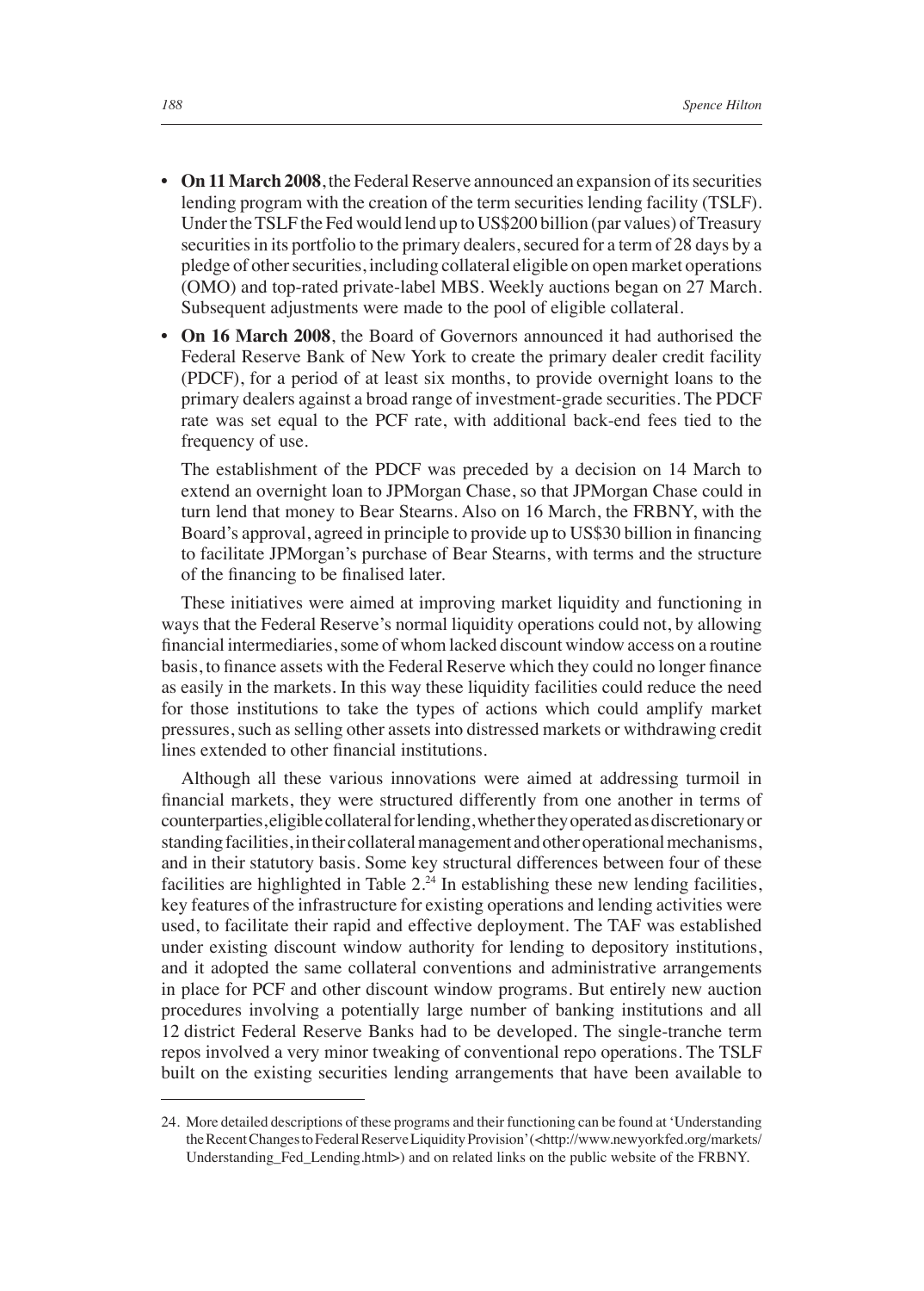- **On 11 March 2008**, the Federal Reserve announced an expansion of its securities lending program with the creation of the term securities lending facility (TSLF). Under the TSLF the Fed would lend up to US$200 billion (par values) of Treasury securities in its portfolio to the primary dealers, secured for a term of 28 days by a pledge of other securities, including collateral eligible on open market operations (OMO) and top-rated private-label MBS. Weekly auctions began on 27 March. Subsequent adjustments were made to the pool of eligible collateral.
- **On 16 March 2008**, the Board of Governors announced it had authorised the Federal Reserve Bank of New York to create the primary dealer credit facility (PDCF), for a period of at least six months, to provide overnight loans to the primary dealers against a broad range of investment-grade securities. The PDCF rate was set equal to the PCF rate, with additional back-end fees tied to the frequency of use.

  The establishment of the PDCF was preceded by a decision on 14 March to extend an overnight loan to JPMorgan Chase, so that JPMorgan Chase could in turn lend that money to Bear Stearns. Also on 16 March, the FRBNY, with the Board's approval, agreed in principle to provide up to US$30 billion in financing to facilitate JPMorgan's purchase of Bear Stearns, with terms and the structure of the financing to be finalised later.

  These initiatives were aimed at improving market liquidity and functioning in ways that the Federal Reserve's normal liquidity operations could not, by allowing financial intermediaries, some of whom lacked discount window access on a routine basis, to finance assets with the Federal Reserve which they could no longer finance as easily in the markets. In this way these liquidity facilities could reduce the need for those institutions to take the types of actions which could amplify market pressures, such as selling other assets into distressed markets or withdrawing credit lines extended to other financial institutions.

Although all these various innovations were aimed at addressing turmoil in financial markets, they were structured differently from one another in terms of counterparties, eligible collateral for lending, whether they operated as discretionary or standing facilities, in their collateral management and other operational mechanisms, and in their statutory basis. Some key structural differences between four of these facilities are highlighted in Table 2.[24] In establishing these new lending facilities, key features of the infrastructure for existing operations and lending activities were used, to facilitate their rapid and effective deployment. The TAF was established under existing discount window authority for lending to depository institutions, and it adopted the same collateral conventions and administrative arrangements in place for PCF and other discount window programs. But entirely new auction procedures involving a potentially large number of banking institutions and all 12 district Federal Reserve Banks had to be developed. The single-tranche term repos involved a very minor tweaking of conventional repo operations. The TSLF built on the existing securities lending arrangements that have been available to

24. More detailed descriptions of these programs and their functioning can be found at 'Understanding the Recent Changes to Federal Reserve Liquidity Provision' (<http://www.newyorkfed.org/markets/Understanding_Fed_Lending.html>) and on related links on the public website of the FRBNY.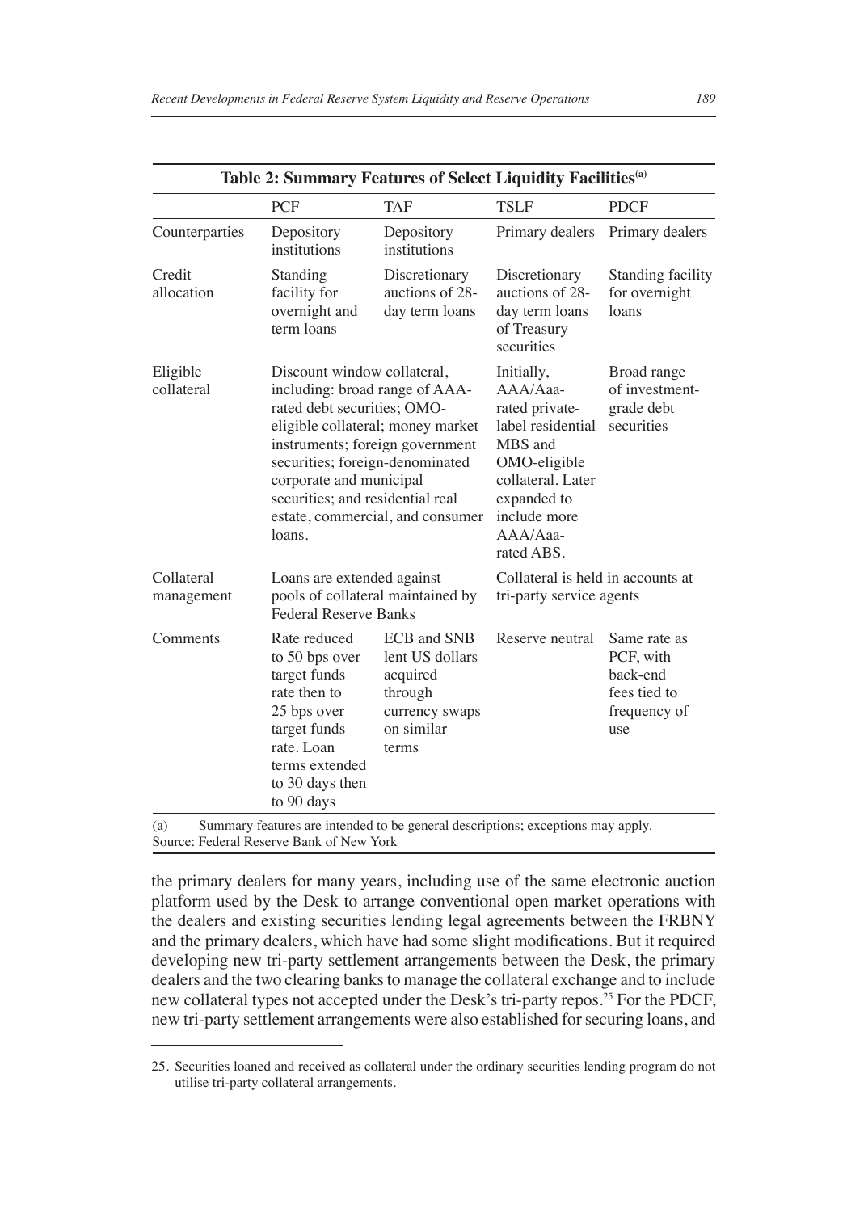**Table 2: Summary Features of Select Liquidity Facilities[(a)]**

| | PCF | TAF | TSLF | PDCF |
|---|---|---|---|---|
| Counterparties | Depository institutions | Depository institutions | Primary dealers | Primary dealers |
| Credit allocation | Standing facility for overnight and term loans | Discretionary auctions of 28-day term loans | Discretionary auctions of 28-day term loans of Treasury securities | Standing facility for overnight loans |
| Eligible collateral | Discount window collateral, including: broad range of AAA-rated debt securities; OMO-eligible collateral; money market instruments; foreign government securities; foreign-denominated corporate and municipal securities; and residential real estate, commercial, and consumer loans. | | Initially, AAA/Aaa-rated private-label residential MBS and OMO-eligible collateral. Later expanded to include more AAA/Aaa-rated ABS. | Broad range of investment-grade debt securities |
| Collateral management | Loans are extended against pools of collateral maintained by Federal Reserve Banks | | Collateral is held in accounts at tri-party service agents | |
| Comments | Rate reduced to 50 bps over target funds rate then to 25 bps over target funds rate. Loan terms extended to 30 days then to 90 days | ECB and SNB lent US dollars acquired through currency swaps on similar terms | Reserve neutral | Same rate as PCF, with back-end fees tied to frequency of use |

(a) Summary features are intended to be general descriptions; exceptions may apply.
Source: Federal Reserve Bank of New York

the primary dealers for many years, including use of the same electronic auction platform used by the Desk to arrange conventional open market operations with the dealers and existing securities lending legal agreements between the FRBNY and the primary dealers, which have had some slight modifications. But it required developing new tri-party settlement arrangements between the Desk, the primary dealers and the two clearing banks to manage the collateral exchange and to include new collateral types not accepted under the Desk's tri-party repos.[25] For the PDCF, new tri-party settlement arrangements were also established for securing loans, and

25. Securities loaned and received as collateral under the ordinary securities lending program do not utilise tri-party collateral arrangements.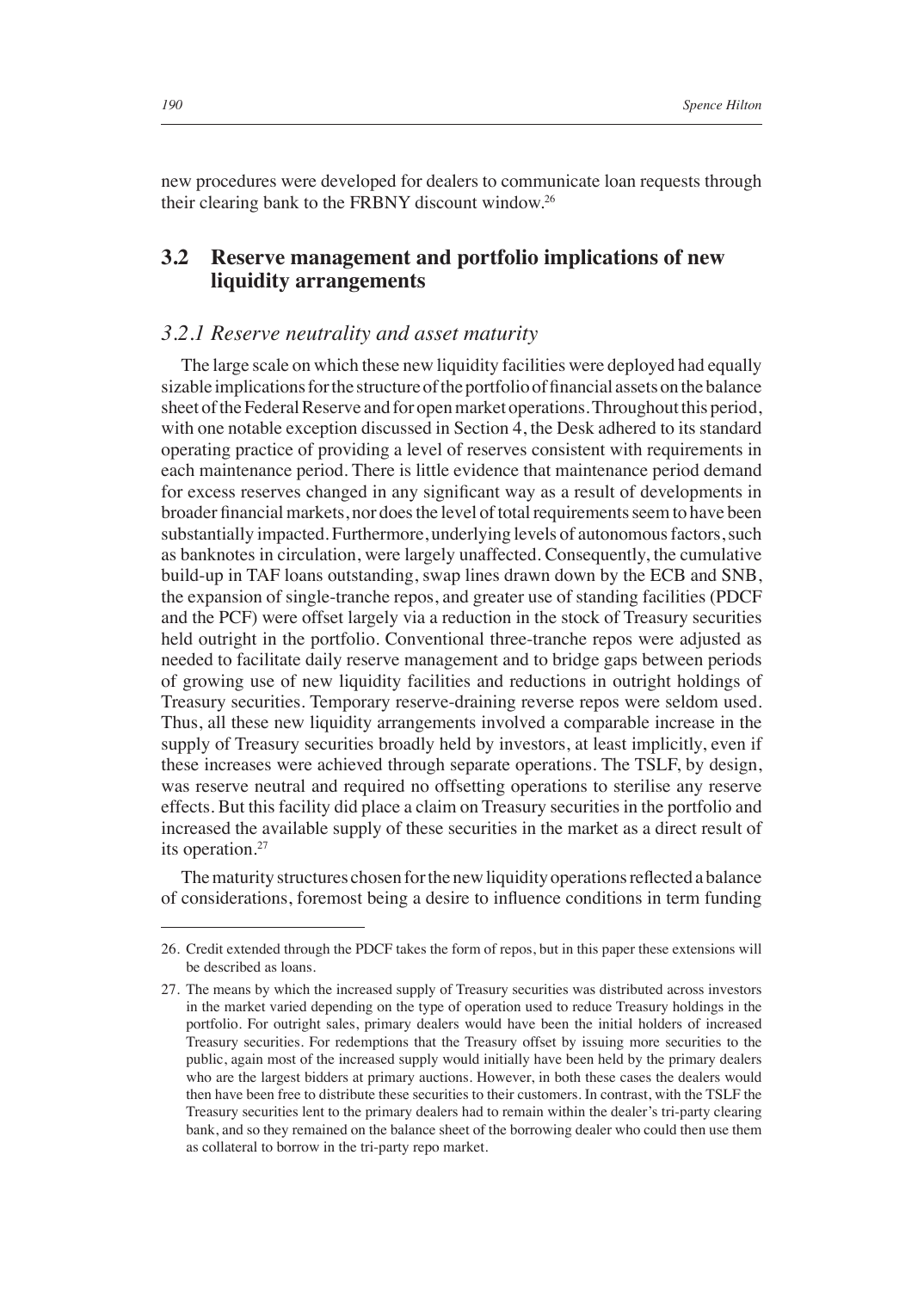new procedures were developed for dealers to communicate loan requests through their clearing bank to the FRBNY discount window.[26]

## 3.2 Reserve management and portfolio implications of new liquidity arrangements

### *3.2.1 Reserve neutrality and asset maturity*

The large scale on which these new liquidity facilities were deployed had equally sizable implications for the structure of the portfolio of financial assets on the balance sheet of the Federal Reserve and for open market operations. Throughout this period, with one notable exception discussed in Section 4, the Desk adhered to its standard operating practice of providing a level of reserves consistent with requirements in each maintenance period. There is little evidence that maintenance period demand for excess reserves changed in any significant way as a result of developments in broader financial markets, nor does the level of total requirements seem to have been substantially impacted. Furthermore, underlying levels of autonomous factors, such as banknotes in circulation, were largely unaffected. Consequently, the cumulative build-up in TAF loans outstanding, swap lines drawn down by the ECB and SNB, the expansion of single-tranche repos, and greater use of standing facilities (PDCF and the PCF) were offset largely via a reduction in the stock of Treasury securities held outright in the portfolio. Conventional three-tranche repos were adjusted as needed to facilitate daily reserve management and to bridge gaps between periods of growing use of new liquidity facilities and reductions in outright holdings of Treasury securities. Temporary reserve-draining reverse repos were seldom used. Thus, all these new liquidity arrangements involved a comparable increase in the supply of Treasury securities broadly held by investors, at least implicitly, even if these increases were achieved through separate operations. The TSLF, by design, was reserve neutral and required no offsetting operations to sterilise any reserve effects. But this facility did place a claim on Treasury securities in the portfolio and increased the available supply of these securities in the market as a direct result of its operation.[27]

The maturity structures chosen for the new liquidity operations reflected a balance of considerations, foremost being a desire to influence conditions in term funding

---

26. Credit extended through the PDCF takes the form of repos, but in this paper these extensions will be described as loans.

27. The means by which the increased supply of Treasury securities was distributed across investors in the market varied depending on the type of operation used to reduce Treasury holdings in the portfolio. For outright sales, primary dealers would have been the initial holders of increased Treasury securities. For redemptions that the Treasury offset by issuing more securities to the public, again most of the increased supply would initially have been held by the primary dealers who are the largest bidders at primary auctions. However, in both these cases the dealers would then have been free to distribute these securities to their customers. In contrast, with the TSLF the Treasury securities lent to the primary dealers had to remain within the dealer's tri-party clearing bank, and so they remained on the balance sheet of the borrowing dealer who could then use them as collateral to borrow in the tri-party repo market.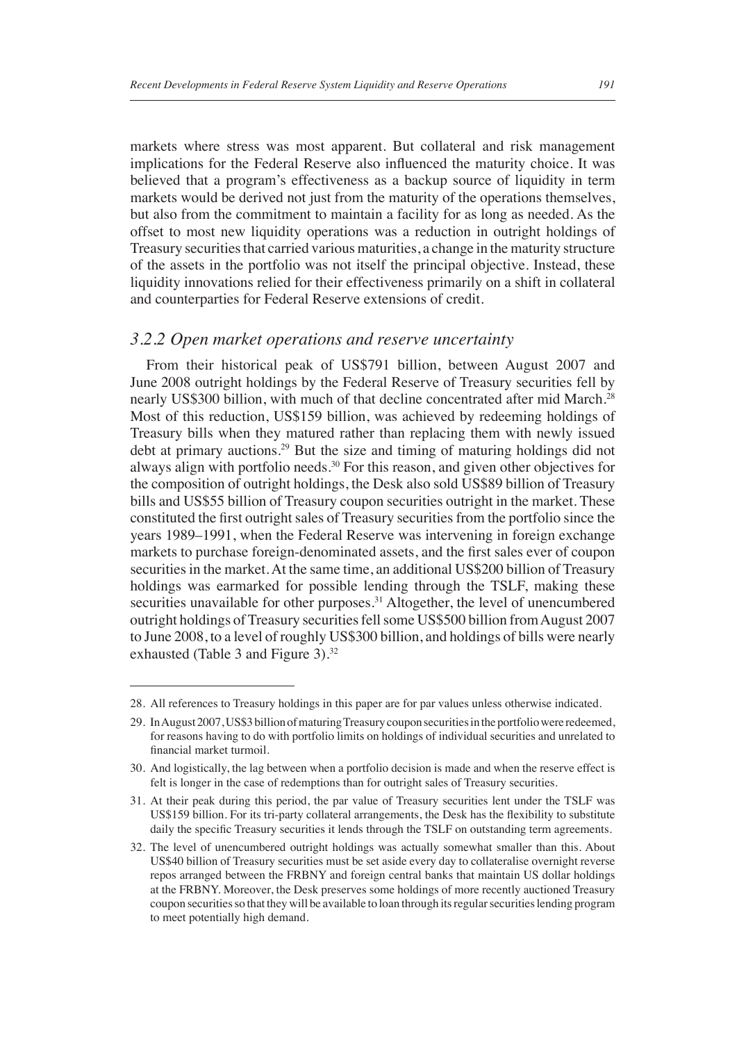markets where stress was most apparent. But collateral and risk management implications for the Federal Reserve also influenced the maturity choice. It was believed that a program's effectiveness as a backup source of liquidity in term markets would be derived not just from the maturity of the operations themselves, but also from the commitment to maintain a facility for as long as needed. As the offset to most new liquidity operations was a reduction in outright holdings of Treasury securities that carried various maturities, a change in the maturity structure of the assets in the portfolio was not itself the principal objective. Instead, these liquidity innovations relied for their effectiveness primarily on a shift in collateral and counterparties for Federal Reserve extensions of credit.

### *3.2.2 Open market operations and reserve uncertainty*

From their historical peak of US$791 billion, between August 2007 and June 2008 outright holdings by the Federal Reserve of Treasury securities fell by nearly US$300 billion, with much of that decline concentrated after mid March.[28] Most of this reduction, US$159 billion, was achieved by redeeming holdings of Treasury bills when they matured rather than replacing them with newly issued debt at primary auctions.[29] But the size and timing of maturing holdings did not always align with portfolio needs.[30] For this reason, and given other objectives for the composition of outright holdings, the Desk also sold US$89 billion of Treasury bills and US$55 billion of Treasury coupon securities outright in the market. These constituted the first outright sales of Treasury securities from the portfolio since the years 1989–1991, when the Federal Reserve was intervening in foreign exchange markets to purchase foreign-denominated assets, and the first sales ever of coupon securities in the market. At the same time, an additional US$200 billion of Treasury holdings was earmarked for possible lending through the TSLF, making these securities unavailable for other purposes.[31] Altogether, the level of unencumbered outright holdings of Treasury securities fell some US$500 billion from August 2007 to June 2008, to a level of roughly US$300 billion, and holdings of bills were nearly exhausted (Table 3 and Figure 3).[32]

---

28. All references to Treasury holdings in this paper are for par values unless otherwise indicated.

29. In August 2007, US$3 billion of maturing Treasury coupon securities in the portfolio were redeemed, for reasons having to do with portfolio limits on holdings of individual securities and unrelated to financial market turmoil.

30. And logistically, the lag between when a portfolio decision is made and when the reserve effect is felt is longer in the case of redemptions than for outright sales of Treasury securities.

31. At their peak during this period, the par value of Treasury securities lent under the TSLF was US$159 billion. For its tri-party collateral arrangements, the Desk has the flexibility to substitute daily the specific Treasury securities it lends through the TSLF on outstanding term agreements.

32. The level of unencumbered outright holdings was actually somewhat smaller than this. About US$40 billion of Treasury securities must be set aside every day to collateralise overnight reverse repos arranged between the FRBNY and foreign central banks that maintain US dollar holdings at the FRBNY. Moreover, the Desk preserves some holdings of more recently auctioned Treasury coupon securities so that they will be available to loan through its regular securities lending program to meet potentially high demand.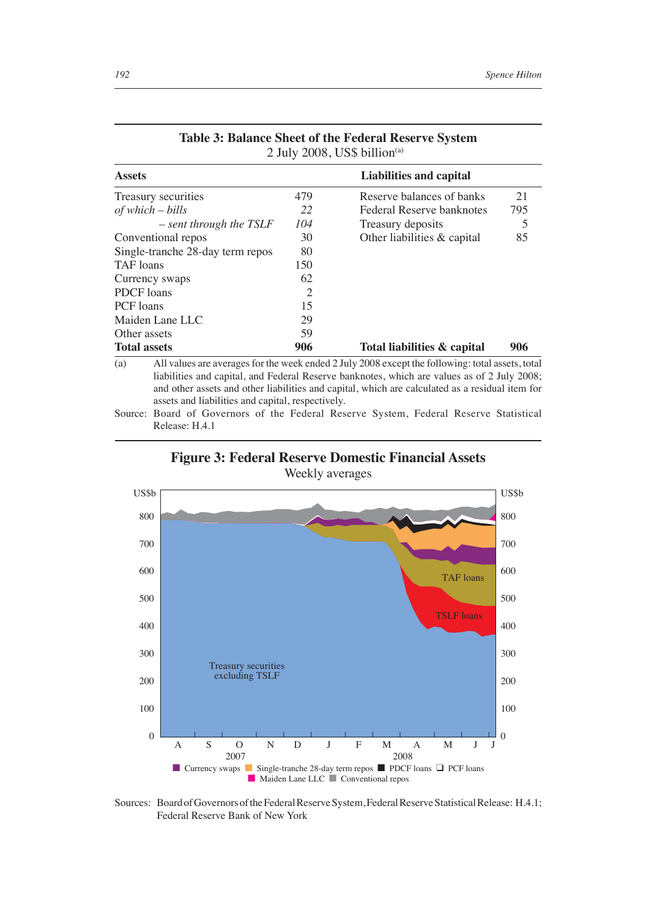**Table 3: Balance Sheet of the Federal Reserve System**
2 July 2008, US$ billion[(a)]

| Assets | | Liabilities and capital | |
|---|---|---|---|
| Treasury securities | 479 | Reserve balances of banks | 21 |
| *of which – bills* | *22* | Federal Reserve banknotes | 795 |
| *– sent through the TSLF* | *104* | Treasury deposits | 5 |
| Conventional repos | 30 | Other liabilities & capital | 85 |
| Single-tranche 28-day term repos | 80 | | |
| TAF loans | 150 | | |
| Currency swaps | 62 | | |
| PDCF loans | 2 | | |
| PCF loans | 15 | | |
| Maiden Lane LLC | 29 | | |
| Other assets | 59 | | |
| **Total assets** | **906** | **Total liabilities & capital** | **906** |

(a) All values are averages for the week ended 2 July 2008 except the following: total assets, total liabilities and capital, and Federal Reserve banknotes, which are values as of 2 July 2008; and other assets and other liabilities and capital, which are calculated as a residual item for assets and liabilities and capital, respectively.

Source: Board of Governors of the Federal Reserve System, Federal Reserve Statistical Release: H.4.1

**Figure 3: Federal Reserve Domestic Financial Assets**
Weekly averages

Sources: Board of Governors of the Federal Reserve System, Federal Reserve Statistical Release: H.4.1; Federal Reserve Bank of New York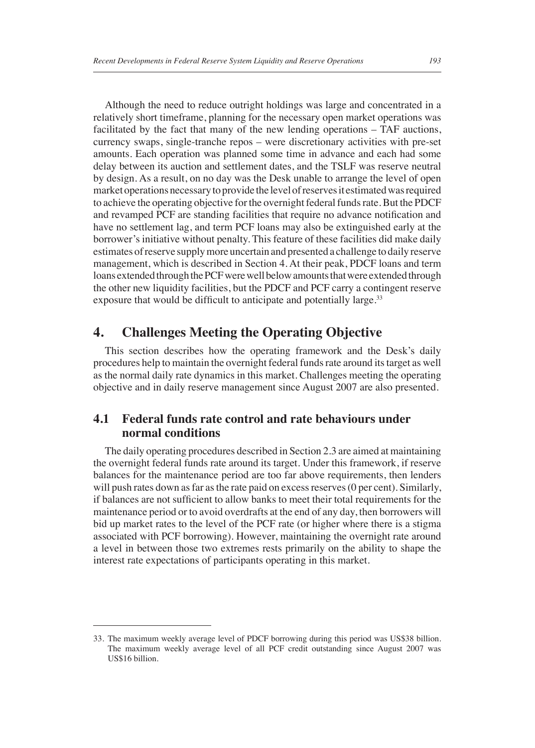Although the need to reduce outright holdings was large and concentrated in a relatively short timeframe, planning for the necessary open market operations was facilitated by the fact that many of the new lending operations – TAF auctions, currency swaps, single-tranche repos – were discretionary activities with pre-set amounts. Each operation was planned some time in advance and each had some delay between its auction and settlement dates, and the TSLF was reserve neutral by design. As a result, on no day was the Desk unable to arrange the level of open market operations necessary to provide the level of reserves it estimated was required to achieve the operating objective for the overnight federal funds rate. But the PDCF and revamped PCF are standing facilities that require no advance notification and have no settlement lag, and term PCF loans may also be extinguished early at the borrower's initiative without penalty. This feature of these facilities did make daily estimates of reserve supply more uncertain and presented a challenge to daily reserve management, which is described in Section 4. At their peak, PDCF loans and term loans extended through the PCF were well below amounts that were extended through the other new liquidity facilities, but the PDCF and PCF carry a contingent reserve exposure that would be difficult to anticipate and potentially large.[33]

## 4. Challenges Meeting the Operating Objective

This section describes how the operating framework and the Desk's daily procedures help to maintain the overnight federal funds rate around its target as well as the normal daily rate dynamics in this market. Challenges meeting the operating objective and in daily reserve management since August 2007 are also presented.

### 4.1 Federal funds rate control and rate behaviours under normal conditions

The daily operating procedures described in Section 2.3 are aimed at maintaining the overnight federal funds rate around its target. Under this framework, if reserve balances for the maintenance period are too far above requirements, then lenders will push rates down as far as the rate paid on excess reserves (0 per cent). Similarly, if balances are not sufficient to allow banks to meet their total requirements for the maintenance period or to avoid overdrafts at the end of any day, then borrowers will bid up market rates to the level of the PCF rate (or higher where there is a stigma associated with PCF borrowing). However, maintaining the overnight rate around a level in between those two extremes rests primarily on the ability to shape the interest rate expectations of participants operating in this market.

---

33. The maximum weekly average level of PDCF borrowing during this period was US$38 billion. The maximum weekly average level of all PCF credit outstanding since August 2007 was US$16 billion.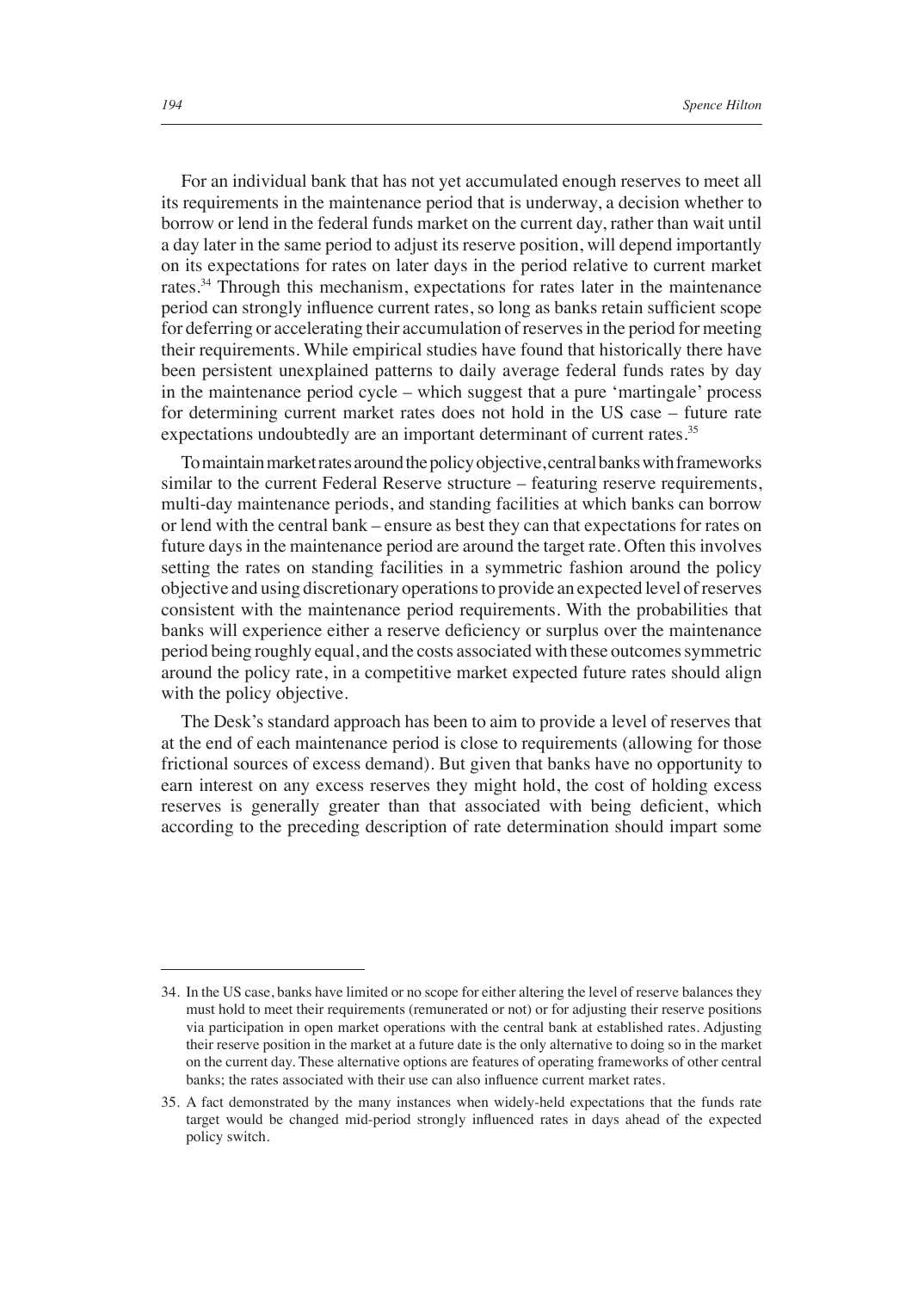For an individual bank that has not yet accumulated enough reserves to meet all its requirements in the maintenance period that is underway, a decision whether to borrow or lend in the federal funds market on the current day, rather than wait until a day later in the same period to adjust its reserve position, will depend importantly on its expectations for rates on later days in the period relative to current market rates.[34] Through this mechanism, expectations for rates later in the maintenance period can strongly influence current rates, so long as banks retain sufficient scope for deferring or accelerating their accumulation of reserves in the period for meeting their requirements. While empirical studies have found that historically there have been persistent unexplained patterns to daily average federal funds rates by day in the maintenance period cycle – which suggest that a pure 'martingale' process for determining current market rates does not hold in the US case – future rate expectations undoubtedly are an important determinant of current rates.[35]

To maintain market rates around the policy objective, central banks with frameworks similar to the current Federal Reserve structure – featuring reserve requirements, multi-day maintenance periods, and standing facilities at which banks can borrow or lend with the central bank – ensure as best they can that expectations for rates on future days in the maintenance period are around the target rate. Often this involves setting the rates on standing facilities in a symmetric fashion around the policy objective and using discretionary operations to provide an expected level of reserves consistent with the maintenance period requirements. With the probabilities that banks will experience either a reserve deficiency or surplus over the maintenance period being roughly equal, and the costs associated with these outcomes symmetric around the policy rate, in a competitive market expected future rates should align with the policy objective.

The Desk's standard approach has been to aim to provide a level of reserves that at the end of each maintenance period is close to requirements (allowing for those frictional sources of excess demand). But given that banks have no opportunity to earn interest on any excess reserves they might hold, the cost of holding excess reserves is generally greater than that associated with being deficient, which according to the preceding description of rate determination should impart some

---

34. In the US case, banks have limited or no scope for either altering the level of reserve balances they must hold to meet their requirements (remunerated or not) or for adjusting their reserve positions via participation in open market operations with the central bank at established rates. Adjusting their reserve position in the market at a future date is the only alternative to doing so in the market on the current day. These alternative options are features of operating frameworks of other central banks; the rates associated with their use can also influence current market rates.

35. A fact demonstrated by the many instances when widely-held expectations that the funds rate target would be changed mid-period strongly influenced rates in days ahead of the expected policy switch.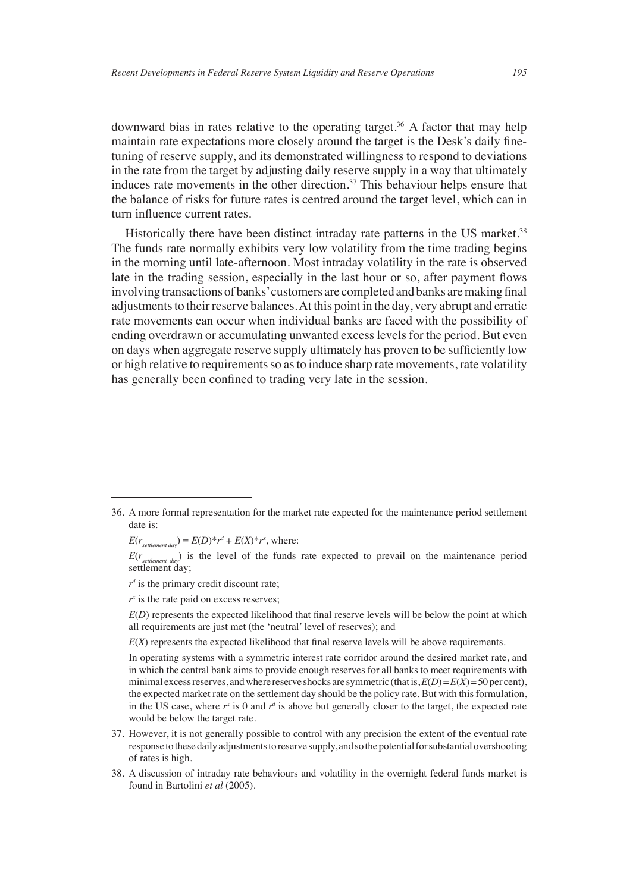downward bias in rates relative to the operating target.[36] A factor that may help maintain rate expectations more closely around the target is the Desk's daily fine-tuning of reserve supply, and its demonstrated willingness to respond to deviations in the rate from the target by adjusting daily reserve supply in a way that ultimately induces rate movements in the other direction.[37] This behaviour helps ensure that the balance of risks for future rates is centred around the target level, which can in turn influence current rates.

Historically there have been distinct intraday rate patterns in the US market.[38] The funds rate normally exhibits very low volatility from the time trading begins in the morning until late-afternoon. Most intraday volatility in the rate is observed late in the trading session, especially in the last hour or so, after payment flows involving transactions of banks' customers are completed and banks are making final adjustments to their reserve balances. At this point in the day, very abrupt and erratic rate movements can occur when individual banks are faced with the possibility of ending overdrawn or accumulating unwanted excess levels for the period. But even on days when aggregate reserve supply ultimately has proven to be sufficiently low or high relative to requirements so as to induce sharp rate movements, rate volatility has generally been confined to trading very late in the session.

---

36. A more formal representation for the market rate expected for the maintenance period settlement date is:

$E(r_{settlement\ day}) = E(D)*r^d + E(X)*r^x$, where:

$E(r_{settlement\ day})$ is the level of the funds rate expected to prevail on the maintenance period settlement day;

$r^d$ is the primary credit discount rate;

$r^x$ is the rate paid on excess reserves;

$E(D)$ represents the expected likelihood that final reserve levels will be below the point at which all requirements are just met (the 'neutral' level of reserves); and

$E(X)$ represents the expected likelihood that final reserve levels will be above requirements.

In operating systems with a symmetric interest rate corridor around the desired market rate, and in which the central bank aims to provide enough reserves for all banks to meet requirements with minimal excess reserves, and where reserve shocks are symmetric (that is, $E(D) = E(X) = 50$ per cent), the expected market rate on the settlement day should be the policy rate. But with this formulation, in the US case, where $r^x$ is 0 and $r^d$ is above but generally closer to the target, the expected rate would be below the target rate.

37. However, it is not generally possible to control with any precision the extent of the eventual rate response to these daily adjustments to reserve supply, and so the potential for substantial overshooting of rates is high.

38. A discussion of intraday rate behaviours and volatility in the overnight federal funds market is found in Bartolini *et al* (2005).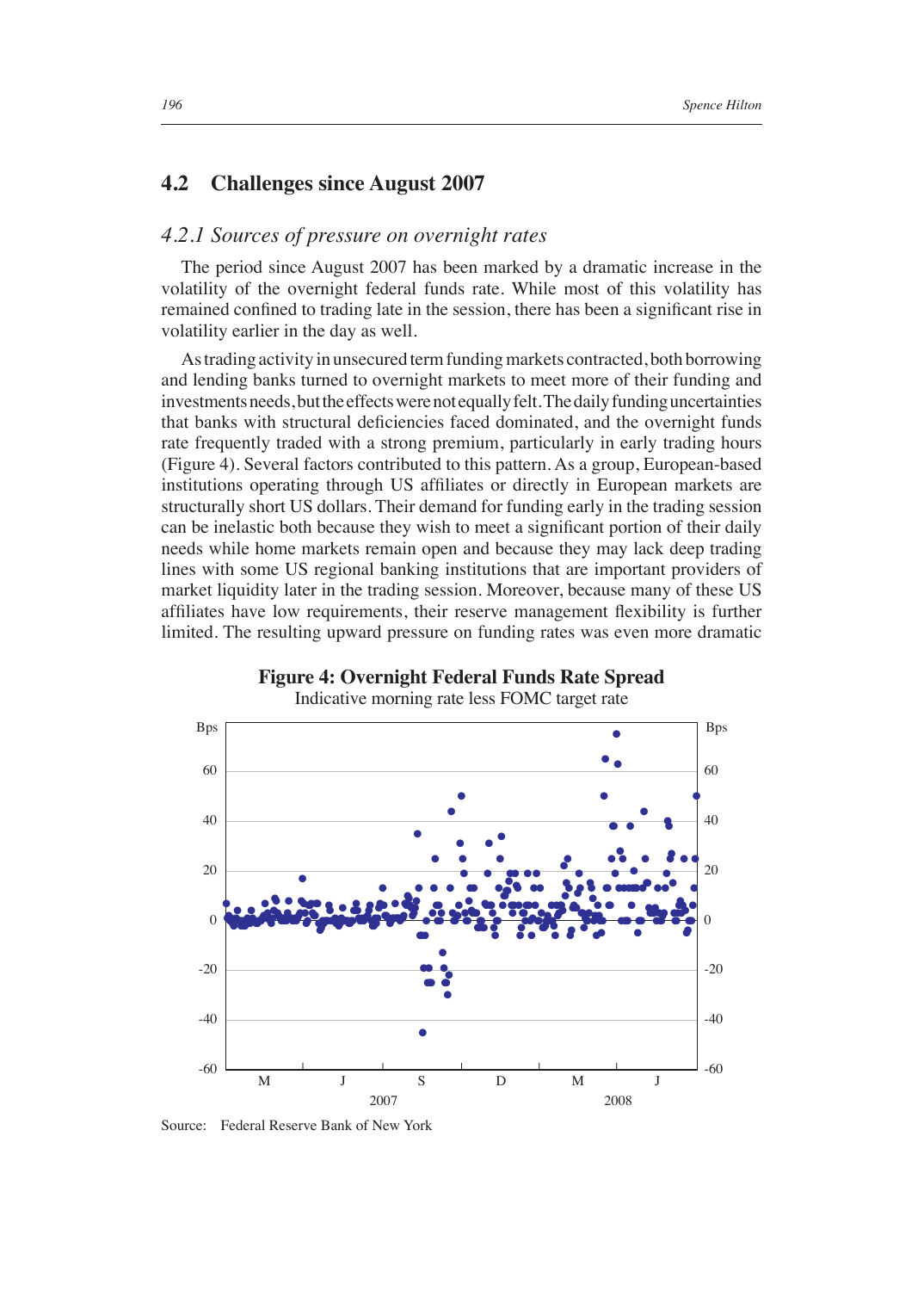## 4.2 Challenges since August 2007

### 4.2.1 Sources of pressure on overnight rates

The period since August 2007 has been marked by a dramatic increase in the volatility of the overnight federal funds rate. While most of this volatility has remained confined to trading late in the session, there has been a significant rise in volatility earlier in the day as well.

As trading activity in unsecured term funding markets contracted, both borrowing and lending banks turned to overnight markets to meet more of their funding and investments needs, but the effects were not equally felt. The daily funding uncertainties that banks with structural deficiencies faced dominated, and the overnight funds rate frequently traded with a strong premium, particularly in early trading hours (Figure 4). Several factors contributed to this pattern. As a group, European-based institutions operating through US affiliates or directly in European markets are structurally short US dollars. Their demand for funding early in the trading session can be inelastic both because they wish to meet a significant portion of their daily needs while home markets remain open and because they may lack deep trading lines with some US regional banking institutions that are important providers of market liquidity later in the trading session. Moreover, because many of these US affiliates have low requirements, their reserve management flexibility is further limited. The resulting upward pressure on funding rates was even more dramatic

**Figure 4: Overnight Federal Funds Rate Spread**

Indicative morning rate less FOMC target rate

Source: Federal Reserve Bank of New York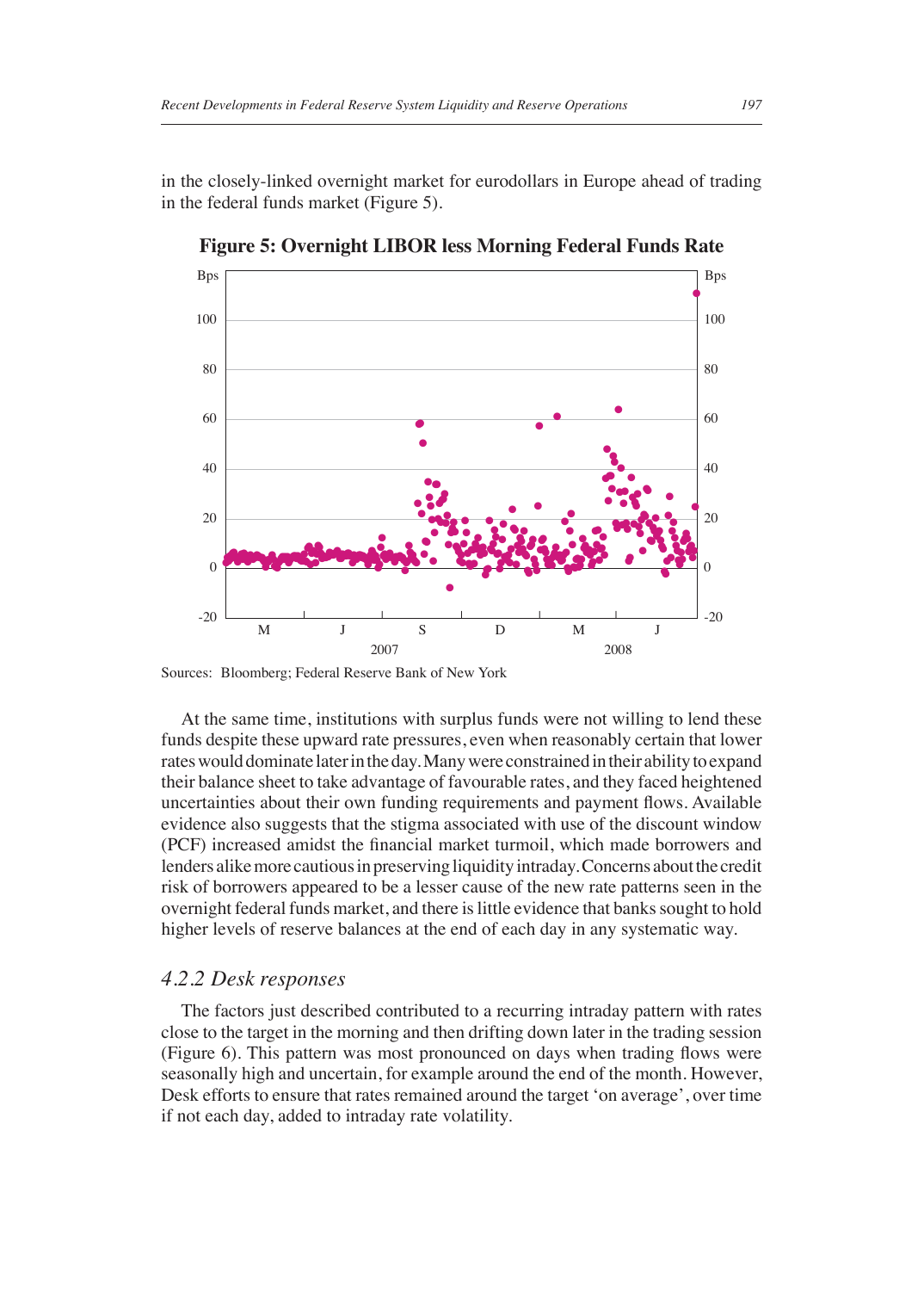in the closely-linked overnight market for eurodollars in Europe ahead of trading in the federal funds market (Figure 5).

**Figure 5: Overnight LIBOR less Morning Federal Funds Rate**

Sources: Bloomberg; Federal Reserve Bank of New York

At the same time, institutions with surplus funds were not willing to lend these funds despite these upward rate pressures, even when reasonably certain that lower rates would dominate later in the day. Many were constrained in their ability to expand their balance sheet to take advantage of favourable rates, and they faced heightened uncertainties about their own funding requirements and payment flows. Available evidence also suggests that the stigma associated with use of the discount window (PCF) increased amidst the financial market turmoil, which made borrowers and lenders alike more cautious in preserving liquidity intraday. Concerns about the credit risk of borrowers appeared to be a lesser cause of the new rate patterns seen in the overnight federal funds market, and there is little evidence that banks sought to hold higher levels of reserve balances at the end of each day in any systematic way.

### *4.2.2 Desk responses*

The factors just described contributed to a recurring intraday pattern with rates close to the target in the morning and then drifting down later in the trading session (Figure 6). This pattern was most pronounced on days when trading flows were seasonally high and uncertain, for example around the end of the month. However, Desk efforts to ensure that rates remained around the target 'on average', over time if not each day, added to intraday rate volatility.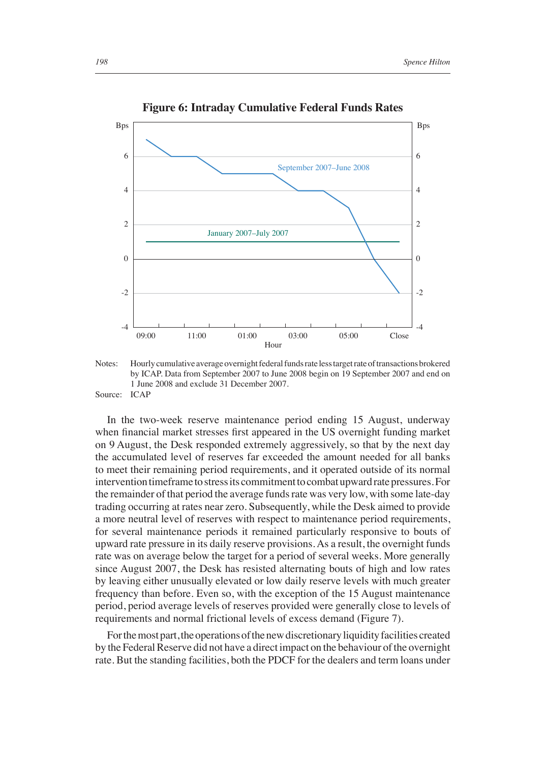**Figure 6: Intraday Cumulative Federal Funds Rates**

Notes: Hourly cumulative average overnight federal funds rate less target rate of transactions brokered by ICAP. Data from September 2007 to June 2008 begin on 19 September 2007 and end on 1 June 2008 and exclude 31 December 2007.

Source: ICAP

In the two-week reserve maintenance period ending 15 August, underway when financial market stresses first appeared in the US overnight funding market on 9 August, the Desk responded extremely aggressively, so that by the next day the accumulated level of reserves far exceeded the amount needed for all banks to meet their remaining period requirements, and it operated outside of its normal intervention timeframe to stress its commitment to combat upward rate pressures. For the remainder of that period the average funds rate was very low, with some late-day trading occurring at rates near zero. Subsequently, while the Desk aimed to provide a more neutral level of reserves with respect to maintenance period requirements, for several maintenance periods it remained particularly responsive to bouts of upward rate pressure in its daily reserve provisions. As a result, the overnight funds rate was on average below the target for a period of several weeks. More generally since August 2007, the Desk has resisted alternating bouts of high and low rates by leaving either unusually elevated or low daily reserve levels with much greater frequency than before. Even so, with the exception of the 15 August maintenance period, period average levels of reserves provided were generally close to levels of requirements and normal frictional levels of excess demand (Figure 7).

For the most part, the operations of the new discretionary liquidity facilities created by the Federal Reserve did not have a direct impact on the behaviour of the overnight rate. But the standing facilities, both the PDCF for the dealers and term loans under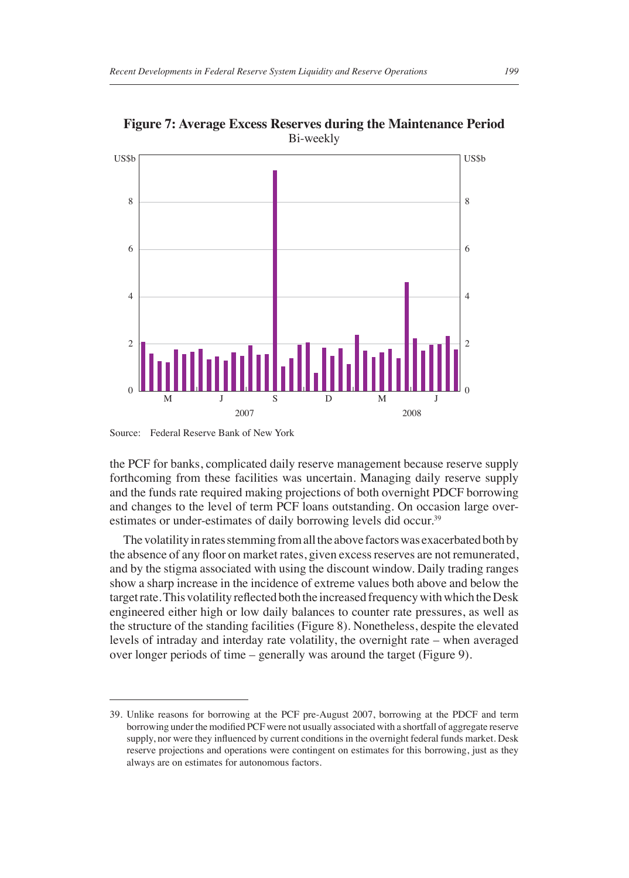**Figure 7: Average Excess Reserves during the Maintenance Period**
Bi-weekly

Source: Federal Reserve Bank of New York

the PCF for banks, complicated daily reserve management because reserve supply forthcoming from these facilities was uncertain. Managing daily reserve supply and the funds rate required making projections of both overnight PDCF borrowing and changes to the level of term PCF loans outstanding. On occasion large over-estimates or under-estimates of daily borrowing levels did occur.[39]

The volatility in rates stemming from all the above factors was exacerbated both by the absence of any floor on market rates, given excess reserves are not remunerated, and by the stigma associated with using the discount window. Daily trading ranges show a sharp increase in the incidence of extreme values both above and below the target rate. This volatility reflected both the increased frequency with which the Desk engineered either high or low daily balances to counter rate pressures, as well as the structure of the standing facilities (Figure 8). Nonetheless, despite the elevated levels of intraday and interday rate volatility, the overnight rate – when averaged over longer periods of time – generally was around the target (Figure 9).

39. Unlike reasons for borrowing at the PCF pre-August 2007, borrowing at the PDCF and term borrowing under the modified PCF were not usually associated with a shortfall of aggregate reserve supply, nor were they influenced by current conditions in the overnight federal funds market. Desk reserve projections and operations were contingent on estimates for this borrowing, just as they always are on estimates for autonomous factors.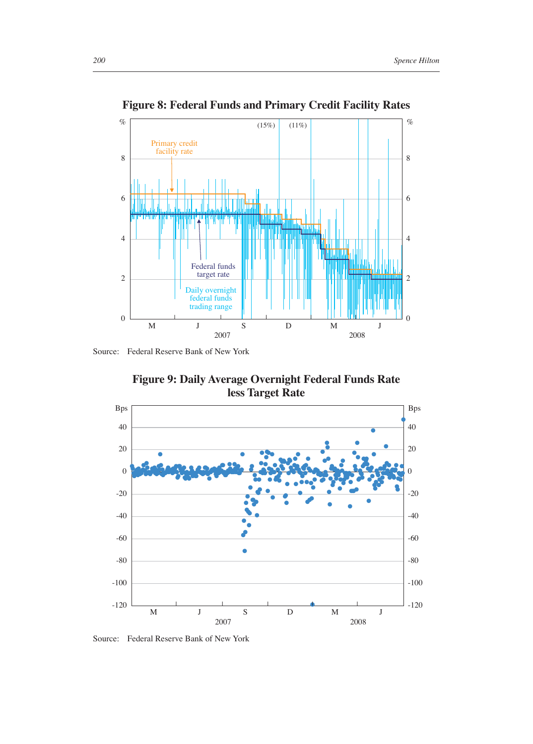**Figure 8: Federal Funds and Primary Credit Facility Rates**

Source: Federal Reserve Bank of New York

**Figure 9: Daily Average Overnight Federal Funds Rate less Target Rate**

Source: Federal Reserve Bank of New York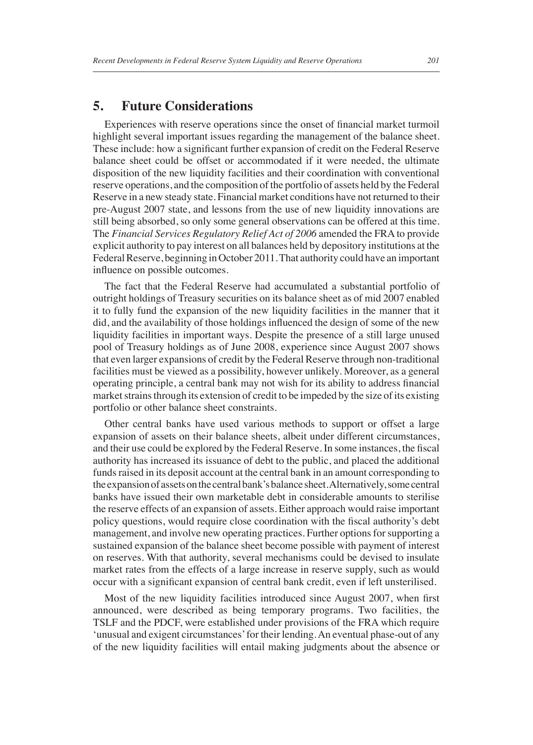## 5. Future Considerations

Experiences with reserve operations since the onset of financial market turmoil highlight several important issues regarding the management of the balance sheet. These include: how a significant further expansion of credit on the Federal Reserve balance sheet could be offset or accommodated if it were needed, the ultimate disposition of the new liquidity facilities and their coordination with conventional reserve operations, and the composition of the portfolio of assets held by the Federal Reserve in a new steady state. Financial market conditions have not returned to their pre-August 2007 state, and lessons from the use of new liquidity innovations are still being absorbed, so only some general observations can be offered at this time. The *Financial Services Regulatory Relief Act of 2006* amended the FRA to provide explicit authority to pay interest on all balances held by depository institutions at the Federal Reserve, beginning in October 2011. That authority could have an important influence on possible outcomes.

The fact that the Federal Reserve had accumulated a substantial portfolio of outright holdings of Treasury securities on its balance sheet as of mid 2007 enabled it to fully fund the expansion of the new liquidity facilities in the manner that it did, and the availability of those holdings influenced the design of some of the new liquidity facilities in important ways. Despite the presence of a still large unused pool of Treasury holdings as of June 2008, experience since August 2007 shows that even larger expansions of credit by the Federal Reserve through non-traditional facilities must be viewed as a possibility, however unlikely. Moreover, as a general operating principle, a central bank may not wish for its ability to address financial market strains through its extension of credit to be impeded by the size of its existing portfolio or other balance sheet constraints.

Other central banks have used various methods to support or offset a large expansion of assets on their balance sheets, albeit under different circumstances, and their use could be explored by the Federal Reserve. In some instances, the fiscal authority has increased its issuance of debt to the public, and placed the additional funds raised in its deposit account at the central bank in an amount corresponding to the expansion of assets on the central bank's balance sheet. Alternatively, some central banks have issued their own marketable debt in considerable amounts to sterilise the reserve effects of an expansion of assets. Either approach would raise important policy questions, would require close coordination with the fiscal authority's debt management, and involve new operating practices. Further options for supporting a sustained expansion of the balance sheet become possible with payment of interest on reserves. With that authority, several mechanisms could be devised to insulate market rates from the effects of a large increase in reserve supply, such as would occur with a significant expansion of central bank credit, even if left unsterilised.

Most of the new liquidity facilities introduced since August 2007, when first announced, were described as being temporary programs. Two facilities, the TSLF and the PDCF, were established under provisions of the FRA which require 'unusual and exigent circumstances' for their lending. An eventual phase-out of any of the new liquidity facilities will entail making judgments about the absence or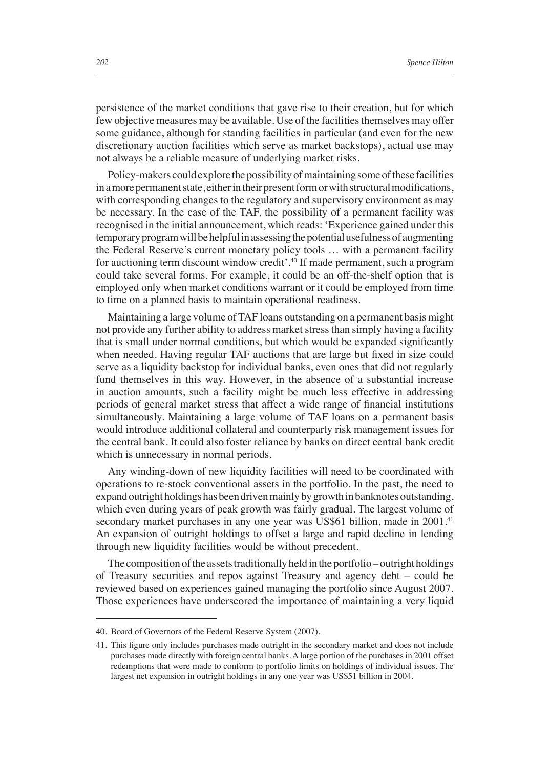persistence of the market conditions that gave rise to their creation, but for which few objective measures may be available. Use of the facilities themselves may offer some guidance, although for standing facilities in particular (and even for the new discretionary auction facilities which serve as market backstops), actual use may not always be a reliable measure of underlying market risks.

Policy-makers could explore the possibility of maintaining some of these facilities in a more permanent state, either in their present form or with structural modifications, with corresponding changes to the regulatory and supervisory environment as may be necessary. In the case of the TAF, the possibility of a permanent facility was recognised in the initial announcement, which reads: 'Experience gained under this temporary program will be helpful in assessing the potential usefulness of augmenting the Federal Reserve's current monetary policy tools … with a permanent facility for auctioning term discount window credit'.[40] If made permanent, such a program could take several forms. For example, it could be an off-the-shelf option that is employed only when market conditions warrant or it could be employed from time to time on a planned basis to maintain operational readiness.

Maintaining a large volume of TAF loans outstanding on a permanent basis might not provide any further ability to address market stress than simply having a facility that is small under normal conditions, but which would be expanded significantly when needed. Having regular TAF auctions that are large but fixed in size could serve as a liquidity backstop for individual banks, even ones that did not regularly fund themselves in this way. However, in the absence of a substantial increase in auction amounts, such a facility might be much less effective in addressing periods of general market stress that affect a wide range of financial institutions simultaneously. Maintaining a large volume of TAF loans on a permanent basis would introduce additional collateral and counterparty risk management issues for the central bank. It could also foster reliance by banks on direct central bank credit which is unnecessary in normal periods.

Any winding-down of new liquidity facilities will need to be coordinated with operations to re-stock conventional assets in the portfolio. In the past, the need to expand outright holdings has been driven mainly by growth in banknotes outstanding, which even during years of peak growth was fairly gradual. The largest volume of secondary market purchases in any one year was US$61 billion, made in 2001.[41] An expansion of outright holdings to offset a large and rapid decline in lending through new liquidity facilities would be without precedent.

The composition of the assets traditionally held in the portfolio – outright holdings of Treasury securities and repos against Treasury and agency debt – could be reviewed based on experiences gained managing the portfolio since August 2007. Those experiences have underscored the importance of maintaining a very liquid

---

40. Board of Governors of the Federal Reserve System (2007).

41. This figure only includes purchases made outright in the secondary market and does not include purchases made directly with foreign central banks. A large portion of the purchases in 2001 offset redemptions that were made to conform to portfolio limits on holdings of individual issues. The largest net expansion in outright holdings in any one year was US$51 billion in 2004.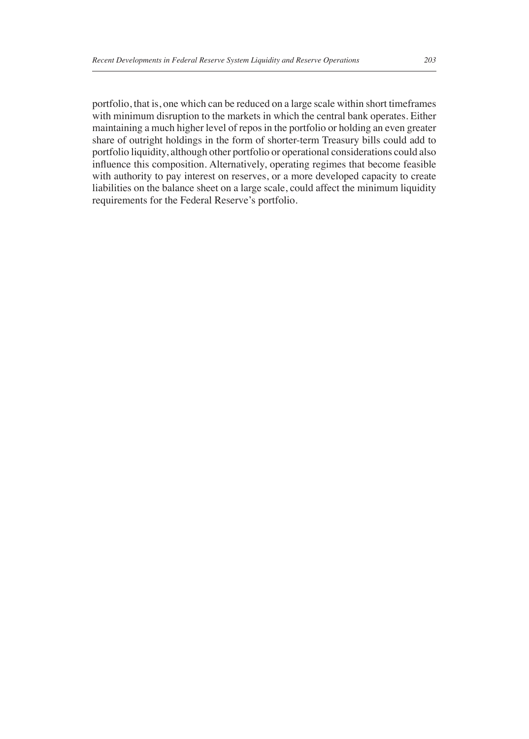portfolio, that is, one which can be reduced on a large scale within short timeframes with minimum disruption to the markets in which the central bank operates. Either maintaining a much higher level of repos in the portfolio or holding an even greater share of outright holdings in the form of shorter-term Treasury bills could add to portfolio liquidity, although other portfolio or operational considerations could also influence this composition. Alternatively, operating regimes that become feasible with authority to pay interest on reserves, or a more developed capacity to create liabilities on the balance sheet on a large scale, could affect the minimum liquidity requirements for the Federal Reserve's portfolio.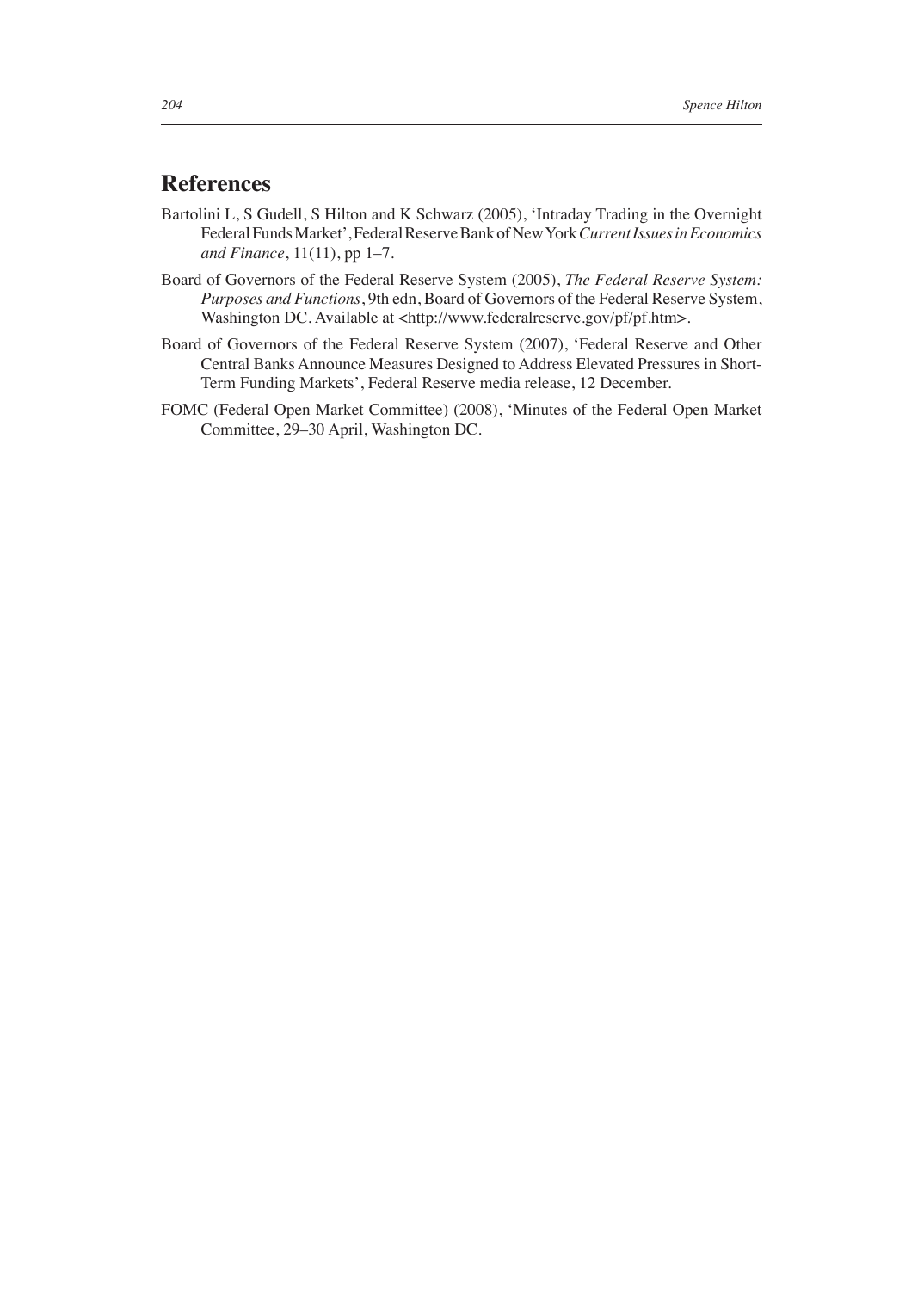## References

Bartolini L, S Gudell, S Hilton and K Schwarz (2005), 'Intraday Trading in the Overnight Federal Funds Market', Federal Reserve Bank of New York *Current Issues in Economics and Finance*, 11(11), pp 1–7.

Board of Governors of the Federal Reserve System (2005), *The Federal Reserve System: Purposes and Functions*, 9th edn, Board of Governors of the Federal Reserve System, Washington DC. Available at <http://www.federalreserve.gov/pf/pf.htm>.

Board of Governors of the Federal Reserve System (2007), 'Federal Reserve and Other Central Banks Announce Measures Designed to Address Elevated Pressures in Short-Term Funding Markets', Federal Reserve media release, 12 December.

FOMC (Federal Open Market Committee) (2008), 'Minutes of the Federal Open Market Committee, 29–30 April, Washington DC.